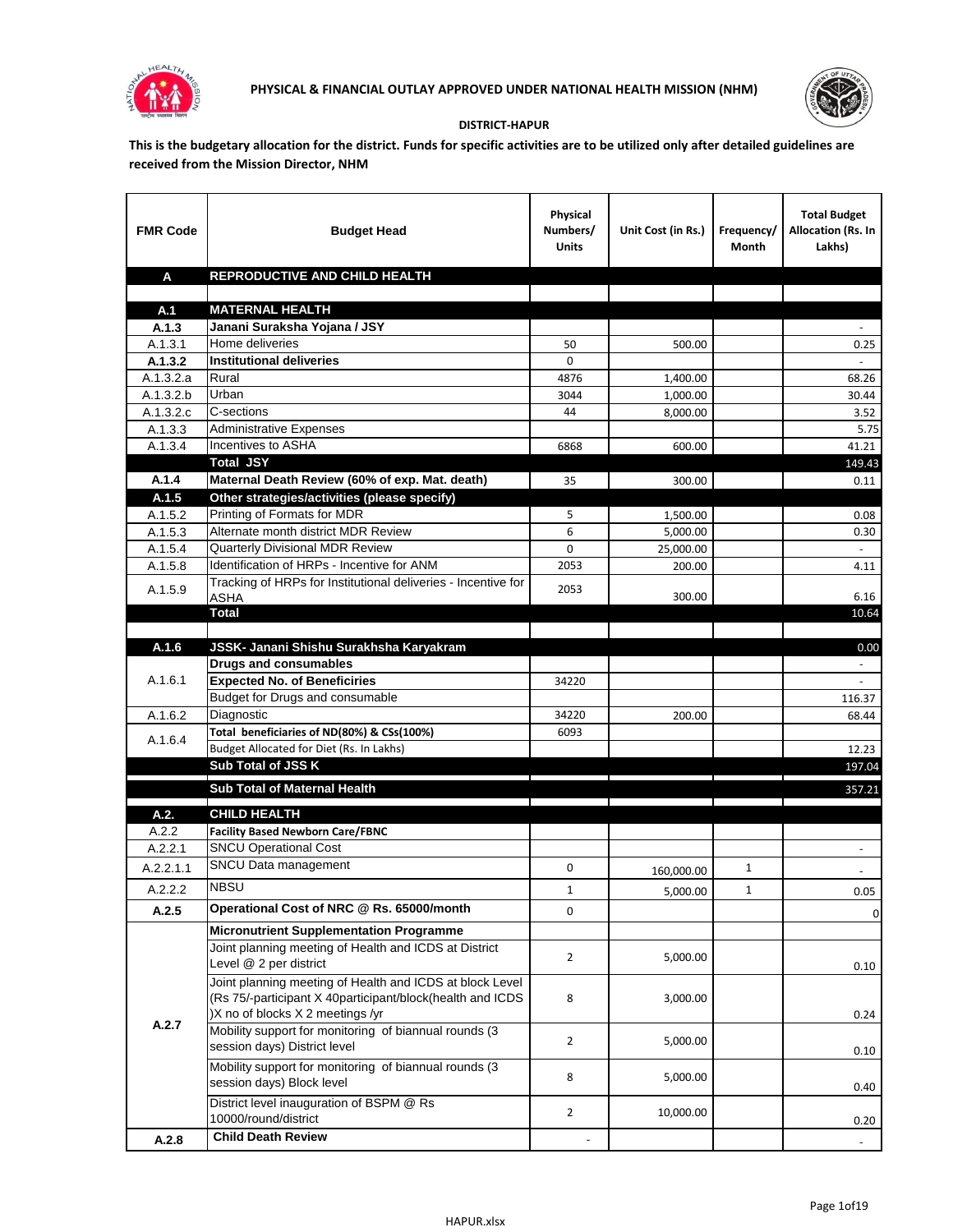**PHYSICAL & FINANCIAL OUTLAY APPROVED UNDER NATIONAL HEALTH MISSION (NHM)**

**DISTRICT-HAPUR**

**This is the budgetary allocation for the district. Funds for specific activities are to be utilized only after detailed guidelines are received from the Mission Director, NHM**

| FMR Code | Budget Head | Physical Numbers/ Units | Unit Cost (in Rs.) | Frequency/ Month | Total Budget Allocation (Rs. In Lakhs) |
|---|---|---|---|---|---|
| **A** | **REPRODUCTIVE AND CHILD HEALTH** | | | | |
| | | | | | |
| **A.1** | **MATERNAL HEALTH** | | | | |
| **A.1.3** | **Janani Suraksha Yojana / JSY** | | | | - |
| A.1.3.1 | Home deliveries | 50 | 500.00 | | 0.25 |
| **A.1.3.2** | **Institutional deliveries** | 0 | | | - |
| A.1.3.2.a | Rural | 4876 | 1,400.00 | | 68.26 |
| A.1.3.2.b | Urban | 3044 | 1,000.00 | | 30.44 |
| A.1.3.2.c | C-sections | 44 | 8,000.00 | | 3.52 |
| A.1.3.3 | Administrative Expenses | | | | 5.75 |
| A.1.3.4 | Incentives to ASHA | 6868 | 600.00 | | 41.21 |
| | **Total JSY** | | | | 149.43 |
| **A.1.4** | **Maternal Death Review (60% of exp. Mat. death)** | 35 | 300.00 | | 0.11 |
| **A.1.5** | **Other strategies/activities (please specify)** | | | | |
| A.1.5.2 | Printing of Formats for MDR | 5 | 1,500.00 | | 0.08 |
| A.1.5.3 | Alternate month district MDR Review | 6 | 5,000.00 | | 0.30 |
| A.1.5.4 | Quarterly Divisional MDR Review | 0 | 25,000.00 | | - |
| A.1.5.8 | Identification of HRPs - Incentive for ANM | 2053 | 200.00 | | 4.11 |
| A.1.5.9 | Tracking of HRPs for Institutional deliveries - Incentive for ASHA | 2053 | 300.00 | | 6.16 |
| | **Total** | | | | 10.64 |
| | | | | | |
| **A.1.6** | **JSSK- Janani Shishu Surakhsha Karyakram** | | | | 0.00 |
| A.1.6.1 | **Drugs and consumables** | | | | - |
| | **Expected No. of Beneficiries** | 34220 | | | - |
| | Budget for Drugs and consumable | | | | 116.37 |
| A.1.6.2 | Diagnostic | 34220 | 200.00 | | 68.44 |
| A.1.6.4 | **Total beneficiaries of ND(80%) & CSs(100%)** | 6093 | | | |
| | Budget Allocated for Diet (Rs. In Lakhs) | | | | 12.23 |
| | **Sub Total of JSS K** | | | | 197.04 |
| | **Sub Total of Maternal Health** | | | | 357.21 |
| **A.2.** | **CHILD HEALTH** | | | | |
| A.2.2 | **Facility Based Newborn Care/FBNC** | | | | |
| A.2.2.1 | SNCU Operational Cost | | | | - |
| A.2.2.1.1 | SNCU Data management | 0 | 160,000.00 | 1 | - |
| A.2.2.2 | NBSU | 1 | 5,000.00 | 1 | 0.05 |
| **A.2.5** | **Operational Cost of NRC @ Rs. 65000/month** | 0 | | | 0 |
| **A.2.7** | **Micronutrient Supplementation Programme** | | | | |
| | Joint planning meeting of Health and ICDS at District Level @ 2 per district | 2 | 5,000.00 | | 0.10 |
| | Joint planning meeting of Health and ICDS at block Level (Rs 75/-participant X 40participant/block(health and ICDS )X no of blocks X 2 meetings /yr | 8 | 3,000.00 | | 0.24 |
| | Mobility support for monitoring of biannual rounds (3 session days) District level | 2 | 5,000.00 | | 0.10 |
| | Mobility support for monitoring of biannual rounds (3 session days) Block level | 8 | 5,000.00 | | 0.40 |
| | District level inauguration of BSPM @ Rs 10000/round/district | 2 | 10,000.00 | | 0.20 |
| **A.2.8** | **Child Death Review** | - | | | - |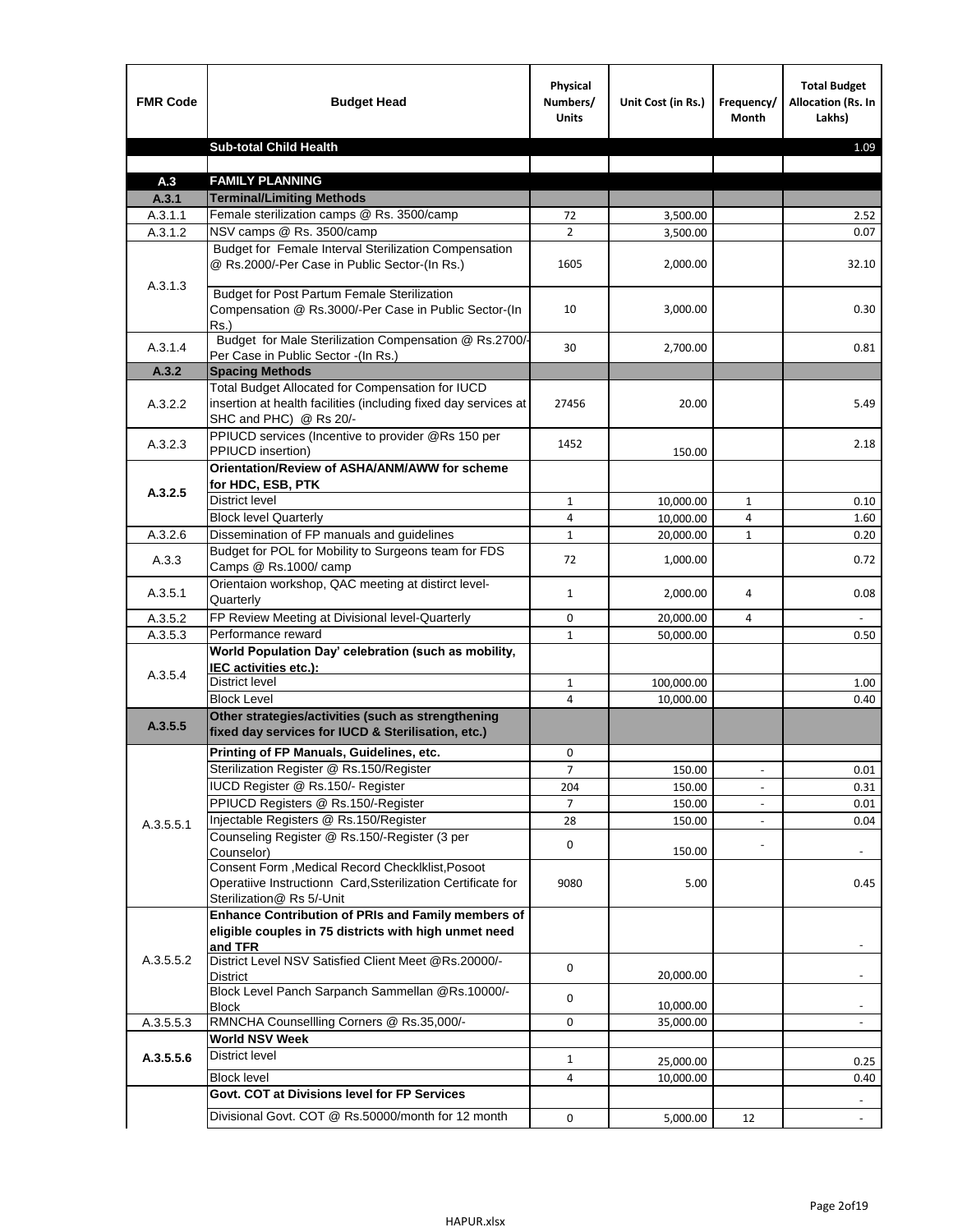| FMR Code | Budget Head | Physical Numbers/ Units | Unit Cost (in Rs.) | Frequency/ Month | Total Budget Allocation (Rs. In Lakhs) |
|---|---|---|---|---|---|
| | **Sub-total Child Health** | | | | 1.09 |
| | | | | | |
| **A.3** | **FAMILY PLANNING** | | | | |
| **A.3.1** | **Terminal/Limiting Methods** | | | | |
| A.3.1.1 | Female sterilization camps @ Rs. 3500/camp | 72 | 3,500.00 | | 2.52 |
| A.3.1.2 | NSV camps @ Rs. 3500/camp | 2 | 3,500.00 | | 0.07 |
| A.3.1.3 | Budget for Female Interval Sterilization Compensation @ Rs.2000/-Per Case in Public Sector-(In Rs.) | 1605 | 2,000.00 | | 32.10 |
| | Budget for Post Partum Female Sterilization Compensation @ Rs.3000/-Per Case in Public Sector-(In Rs.) | 10 | 3,000.00 | | 0.30 |
| A.3.1.4 | Budget for Male Sterilization Compensation @ Rs.2700/-Per Case in Public Sector -(In Rs.) | 30 | 2,700.00 | | 0.81 |
| **A.3.2** | **Spacing Methods** | | | | |
| A.3.2.2 | Total Budget Allocated for Compensation for IUCD insertion at health facilities (including fixed day services at SHC and PHC) @ Rs 20/- | 27456 | 20.00 | | 5.49 |
| A.3.2.3 | PPIUCD services (Incentive to provider @Rs 150 per PPIUCD insertion) | 1452 | 150.00 | | 2.18 |
| **A.3.2.5** | **Orientation/Review of ASHA/ANM/AWW for scheme for HDC, ESB, PTK** | | | | |
| | District level | 1 | 10,000.00 | 1 | 0.10 |
| | Block level Quarterly | 4 | 10,000.00 | 4 | 1.60 |
| A.3.2.6 | Dissemination of FP manuals and guidelines | 1 | 20,000.00 | 1 | 0.20 |
| A.3.3 | Budget for POL for Mobility to Surgeons team for FDS Camps @ Rs.1000/ camp | 72 | 1,000.00 | | 0.72 |
| A.3.5.1 | Orientaion workshop, QAC meeting at distirct level-Quarterly | 1 | 2,000.00 | 4 | 0.08 |
| A.3.5.2 | FP Review Meeting at Divisional level-Quarterly | 0 | 20,000.00 | 4 | - |
| A.3.5.3 | Performance reward | 1 | 50,000.00 | | 0.50 |
| A.3.5.4 | **World Population Day' celebration (such as mobility, IEC activities etc.):** | | | | |
| | District level | 1 | 100,000.00 | | 1.00 |
| | Block Level | 4 | 10,000.00 | | 0.40 |
| **A.3.5.5** | **Other strategies/activities (such as strengthening fixed day services for IUCD & Sterilisation, etc.)** | | | | |
| A.3.5.5.1 | **Printing of FP Manuals, Guidelines, etc.** | 0 | | | |
| | Sterilization Register @ Rs.150/Register | 7 | 150.00 | - | 0.01 |
| | IUCD Register @ Rs.150/- Register | 204 | 150.00 | - | 0.31 |
| | PPIUCD Registers @ Rs.150/-Register | 7 | 150.00 | - | 0.01 |
| | Injectable Registers @ Rs.150/Register | 28 | 150.00 | - | 0.04 |
| | Counseling Register @ Rs.150/-Register (3 per Counselor) | 0 | 150.00 | - | - |
| | Consent Form ,Medical Record Checklklist,Posoot Operatiive Instructionn Card,Ssterilization Certificate for Sterilization@ Rs 5/-Unit | 9080 | 5.00 | | 0.45 |
| A.3.5.5.2 | **Enhance Contribution of PRIs and Family members of eligible couples in 75 districts with high unmet need and TFR** | | | | - |
| | District Level NSV Satisfied Client Meet @Rs.20000/-District | 0 | 20,000.00 | | - |
| | Block Level Panch Sarpanch Sammellan @Rs.10000/-Block | 0 | 10,000.00 | | - |
| A.3.5.5.3 | RMNCHA Counsellling Corners @ Rs.35,000/- | 0 | 35,000.00 | | - |
| **A.3.5.5.6** | **World NSV Week** | | | | |
| | District level | 1 | 25,000.00 | | 0.25 |
| | Block level | 4 | 10,000.00 | | 0.40 |
| | **Govt. COT at Divisions level for FP Services** | | | | - |
| | Divisional Govt. COT @ Rs.50000/month for 12 month | 0 | 5,000.00 | 12 | - |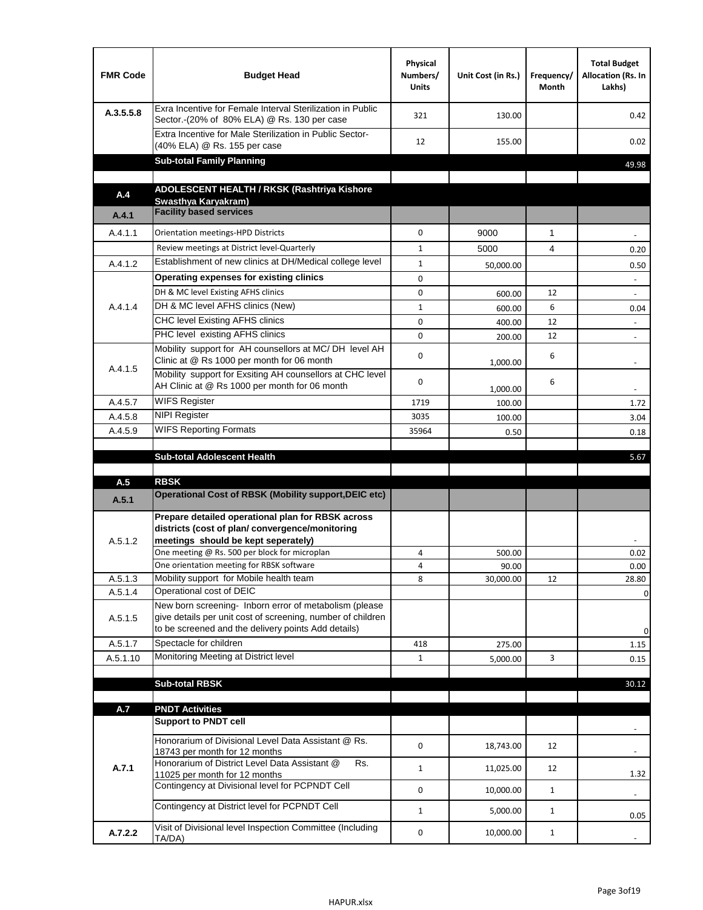| FMR Code | Budget Head | Physical Numbers/ Units | Unit Cost (in Rs.) | Frequency/ Month | Total Budget Allocation (Rs. In Lakhs) |
|---|---|---|---|---|---|
| A.3.5.5.8 | Exra Incentive for Female Interval Sterilization in Public Sector.-(20% of 80% ELA) @ Rs. 130 per case | 321 | 130.00 | | 0.42 |
| | Extra Incentive for Male Sterilization in Public Sector-(40% ELA) @ Rs. 155 per case | 12 | 155.00 | | 0.02 |
| | **Sub-total Family Planning** | | | | 49.98 |
| | | | | | |
| **A.4** | **ADOLESCENT HEALTH / RKSK (Rashtriya Kishore Swasthya Karyakram)** | | | | |
| **A.4.1** | **Facility based services** | | | | |
| A.4.1.1 | Orientation meetings-HPD Districts | 0 | 9000 | 1 | - |
| | Review meetings at District level-Quarterly | 1 | 5000 | 4 | 0.20 |
| A.4.1.2 | Establishment of new clinics at DH/Medical college level | 1 | 50,000.00 | | 0.50 |
| A.4.1.4 | **Operating expenses for existing clinics** | 0 | | | - |
| | DH & MC level Existing AFHS clinics | 0 | 600.00 | 12 | - |
| | DH & MC level AFHS clinics (New) | 1 | 600.00 | 6 | 0.04 |
| | CHC level Existing AFHS clinics | 0 | 400.00 | 12 | - |
| | PHC level existing AFHS clinics | 0 | 200.00 | 12 | - |
| A.4.1.5 | Mobility support for AH counsellors at MC/ DH level AH Clinic at @ Rs 1000 per month for 06 month | 0 | 1,000.00 | 6 | - |
| | Mobility support for Exsiting AH counsellors at CHC level AH Clinic at @ Rs 1000 per month for 06 month | 0 | 1,000.00 | 6 | - |
| A.4.5.7 | WIFS Register | 1719 | 100.00 | | 1.72 |
| A.4.5.8 | NIPI Register | 3035 | 100.00 | | 3.04 |
| A.4.5.9 | WIFS Reporting Formats | 35964 | 0.50 | | 0.18 |
| | | | | | |
| | **Sub-total Adolescent Health** | | | | 5.67 |
| | | | | | |
| **A.5** | **RBSK** | | | | |
| **A.5.1** | **Operational Cost of RBSK (Mobility support,DEIC etc)** | | | | |
| A.5.1.2 | **Prepare detailed operational plan for RBSK across districts (cost of plan/ convergence/monitoring meetings should be kept seperately)** | | | | - |
| | One meeting @ Rs. 500 per block for microplan | 4 | 500.00 | | 0.02 |
| | One orientation meeting for RBSK software | 4 | 90.00 | | 0.00 |
| A.5.1.3 | Mobility support for Mobile health team | 8 | 30,000.00 | 12 | 28.80 |
| A.5.1.4 | Operational cost of DEIC | | | | 0 |
| A.5.1.5 | New born screening- Inborn error of metabolism (please give details per unit cost of screening, number of children to be screened and the delivery points Add details) | | | | 0 |
| A.5.1.7 | Spectacle for children | 418 | 275.00 | | 1.15 |
| A.5.1.10 | Monitoring Meeting at District level | 1 | 5,000.00 | 3 | 0.15 |
| | | | | | |
| | **Sub-total RBSK** | | | | 30.12 |
| | | | | | |
| **A.7** | **PNDT Activities** | | | | |
| **A.7.1** | **Support to PNDT cell** | | | | - |
| | Honorarium of Divisional Level Data Assistant @ Rs. 18743 per month for 12 months | 0 | 18,743.00 | 12 | - |
| | Honorarium of District Level Data Assistant @ Rs. 11025 per month for 12 months | 1 | 11,025.00 | 12 | 1.32 |
| | Contingency at Divisional level for PCPNDT Cell | 0 | 10,000.00 | 1 | - |
| | Contingency at District level for PCPNDT Cell | 1 | 5,000.00 | 1 | 0.05 |
| **A.7.2.2** | Visit of Divisional level Inspection Committee (Including TA/DA) | 0 | 10,000.00 | 1 | - |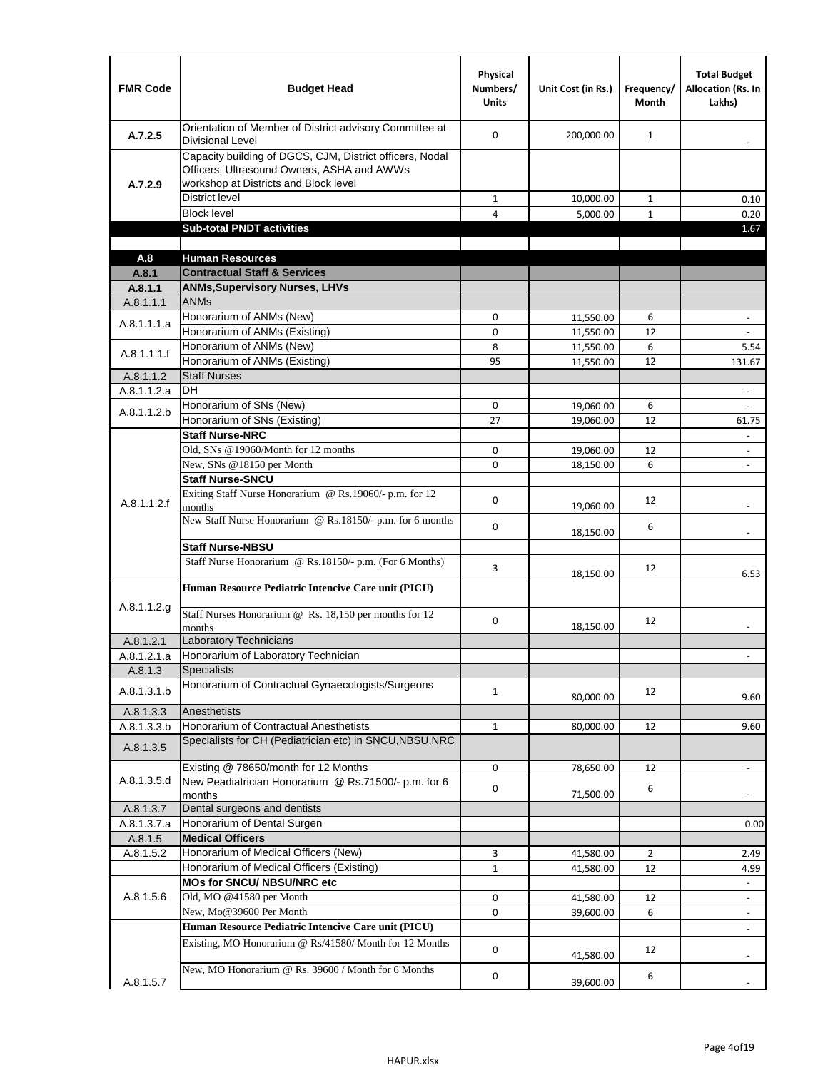| FMR Code | Budget Head | Physical Numbers/ Units | Unit Cost (in Rs.) | Frequency/ Month | Total Budget Allocation (Rs. In Lakhs) |
|---|---|---|---|---|---|
| A.7.2.5 | Orientation of Member of District advisory Committee at Divisional Level | 0 | 200,000.00 | 1 | - |
| A.7.2.9 | Capacity building of DGCS, CJM, District officers, Nodal Officers, Ultrasound Owners, ASHA and AWWs workshop at Districts and Block level | | | | |
| | District level | 1 | 10,000.00 | 1 | 0.10 |
| | Block level | 4 | 5,000.00 | 1 | 0.20 |
| | **Sub-total PNDT activities** | | | | 1.67 |
| | | | | | |
| **A.8** | **Human Resources** | | | | |
| **A.8.1** | **Contractual Staff & Services** | | | | |
| **A.8.1.1** | **ANMs,Supervisory Nurses, LHVs** | | | | |
| A.8.1.1.1 | ANMs | | | | |
| A.8.1.1.1.a | Honorarium of ANMs (New) | 0 | 11,550.00 | 6 | - |
| | Honorarium of ANMs (Existing) | 0 | 11,550.00 | 12 | - |
| A.8.1.1.1.f | Honorarium of ANMs (New) | 8 | 11,550.00 | 6 | 5.54 |
| | Honorarium of ANMs (Existing) | 95 | 11,550.00 | 12 | 131.67 |
| A.8.1.1.2 | Staff Nurses | | | | |
| A.8.1.1.2.a | DH | | | | - |
| A.8.1.1.2.b | Honorarium of SNs (New) | 0 | 19,060.00 | 6 | - |
| | Honorarium of SNs (Existing) | 27 | 19,060.00 | 12 | 61.75 |
| A.8.1.1.2.f | **Staff Nurse-NRC** | | | | - |
| | Old, SNs @19060/Month for 12 months | 0 | 19,060.00 | 12 | - |
| | New, SNs @18150 per Month | 0 | 18,150.00 | 6 | - |
| | **Staff Nurse-SNCU** | | | | |
| | Exiting Staff Nurse Honorarium @ Rs.19060/- p.m. for 12 months | 0 | 19,060.00 | 12 | - |
| | New Staff Nurse Honorarium @ Rs.18150/- p.m. for 6 months | 0 | 18,150.00 | 6 | - |
| | **Staff Nurse-NBSU** | | | | |
| | Staff Nurse Honorarium @ Rs.18150/- p.m. (For 6 Months) | 3 | 18,150.00 | 12 | 6.53 |
| A.8.1.1.2.g | **Human Resource Pediatric Intencive Care unit (PICU)** | | | | |
| | Staff Nurses Honorarium @ Rs. 18,150 per months for 12 months | 0 | 18,150.00 | 12 | - |
| A.8.1.2.1 | Laboratory Technicians | | | | |
| A.8.1.2.1.a | Honorarium of Laboratory Technician | | | | - |
| A.8.1.3 | Specialists | | | | |
| A.8.1.3.1.b | Honorarium of Contractual Gynaecologists/Surgeons | 1 | 80,000.00 | 12 | 9.60 |
| A.8.1.3.3 | Anesthetists | | | | |
| A.8.1.3.3.b | Honorarium of Contractual Anesthetists | 1 | 80,000.00 | 12 | 9.60 |
| A.8.1.3.5 | Specialists for CH (Pediatrician etc) in SNCU,NBSU,NRC | | | | |
| A.8.1.3.5.d | Existing @ 78650/month for 12 Months | 0 | 78,650.00 | 12 | - |
| | New Peadiatrician Honorarium @ Rs.71500/- p.m. for 6 months | 0 | 71,500.00 | 6 | - |
| A.8.1.3.7 | Dental surgeons and dentists | | | | |
| A.8.1.3.7.a | Honorarium of Dental Surgen | | | | 0.00 |
| A.8.1.5 | **Medical Officers** | | | | |
| A.8.1.5.2 | Honorarium of Medical Officers (New) | 3 | 41,580.00 | 2 | 2.49 |
| | Honorarium of Medical Officers (Existing) | 1 | 41,580.00 | 12 | 4.99 |
| A.8.1.5.6 | **MOs for SNCU/ NBSU/NRC etc** | | | | - |
| | Old, MO @41580 per Month | 0 | 41,580.00 | 12 | - |
| | New, Mo@39600 Per Month | 0 | 39,600.00 | 6 | - |
| A.8.1.5.7 | **Human Resource Pediatric Intencive Care unit (PICU)** | | | | - |
| | Existing, MO Honorarium @ Rs/41580/ Month for 12 Months | 0 | 41,580.00 | 12 | - |
| | New, MO Honorarium @ Rs. 39600 / Month for 6 Months | 0 | 39,600.00 | 6 | - |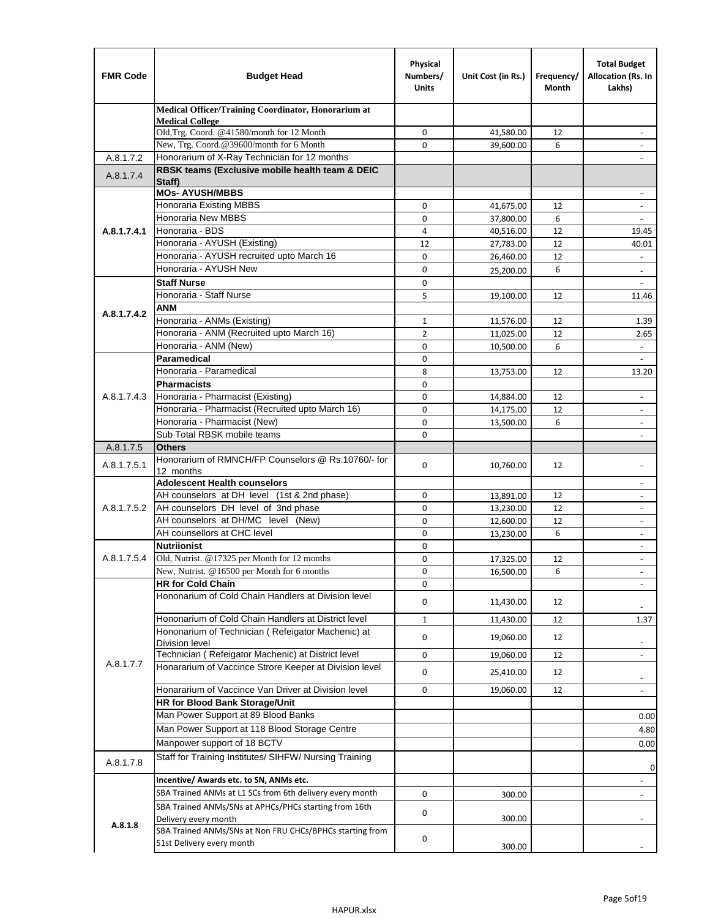| FMR Code | Budget Head | Physical Numbers/ Units | Unit Cost (in Rs.) | Frequency/ Month | Total Budget Allocation (Rs. In Lakhs) |
|---|---|---|---|---|---|
| | **Medical Officer/Training Coordinator, Honorarium at Medical College** | | | | |
| | Old,Trg. Coord. @41580/month for 12 Month | 0 | 41,580.00 | 12 | - |
| | New, Trg. Coord.@39600/month for 6 Month | 0 | 39,600.00 | 6 | - |
| A.8.1.7.2 | Honorarium of X-Ray Technician for 12 months | | | | - |
| A.8.1.7.4 | **RBSK teams (Exclusive mobile health team & DEIC Staff)** | | | | |
| A.8.1.7.4.1 | **MOs- AYUSH/MBBS** | | | | - |
| | Honoraria Existing MBBS | 0 | 41,675.00 | 12 | - |
| | Honoraria New MBBS | 0 | 37,800.00 | 6 | - |
| | Honoraria - BDS | 4 | 40,516.00 | 12 | 19.45 |
| | Honoraria - AYUSH (Existing) | 12 | 27,783.00 | 12 | 40.01 |
| | Honoraria - AYUSH recruited upto March 16 | 0 | 26,460.00 | 12 | - |
| | Honoraria - AYUSH New | 0 | 25,200.00 | 6 | - |
| A.8.1.7.4.2 | **Staff Nurse** | 0 | | | - |
| | Honoraria - Staff Nurse | 5 | 19,100.00 | 12 | 11.46 |
| | **ANM** | | | | |
| | Honoraria - ANMs (Existing) | 1 | 11,576.00 | 12 | 1.39 |
| | Honoraria - ANM (Recruited upto March 16) | 2 | 11,025.00 | 12 | 2.65 |
| | Honoraria - ANM (New) | 0 | 10,500.00 | 6 | - |
| A.8.1.7.4.3 | **Paramedical** | 0 | | | - |
| | Honoraria - Paramedical | 8 | 13,753.00 | 12 | 13.20 |
| | **Pharmacists** | 0 | | | |
| | Honoraria - Pharmacist (Existing) | 0 | 14,884.00 | 12 | - |
| | Honoraria - Pharmacist (Recruited upto March 16) | 0 | 14,175.00 | 12 | - |
| | Honoraria - Pharmacist (New) | 0 | 13,500.00 | 6 | - |
| | Sub Total RBSK mobile teams | 0 | | | - |
| A.8.1.7.5 | **Others** | | | | |
| A.8.1.7.5.1 | Honorarium of RMNCH/FP Counselors @ Rs.10760/- for 12 months | 0 | 10,760.00 | 12 | - |
| A.8.1.7.5.2 | **Adolescent Health counselors** | | | | - |
| | AH counselors at DH level (1st & 2nd phase) | 0 | 13,891.00 | 12 | - |
| | AH counselors DH level of 3nd phase | 0 | 13,230.00 | 12 | - |
| | AH counselors at DH/MC level (New) | 0 | 12,600.00 | 12 | - |
| | AH counsellors at CHC level | 0 | 13,230.00 | 6 | - |
| A.8.1.7.5.4 | **Nutriionist** | 0 | | | - |
| | Old, Nutrist. @17325 per Month for 12 months | 0 | 17,325.00 | 12 | - |
| | New, Nutrist. @16500 per Month for 6 months | 0 | 16,500.00 | 6 | - |
| A.8.1.7.7 | **HR for Cold Chain** | 0 | | | - |
| | Hononarium of Cold Chain Handlers at Division level | 0 | 11,430.00 | 12 | - |
| | Hononarium of Cold Chain Handlers at District level | 1 | 11,430.00 | 12 | 1.37 |
| | Hononarium of Technician ( Refeigator Machenic) at Division level | 0 | 19,060.00 | 12 | - |
| | Technician ( Refeigator Machenic) at District level | 0 | 19,060.00 | 12 | - |
| | Honararium of Vaccince Strore Keeper at Division level | 0 | 25,410.00 | 12 | - |
| | Honararium of Vaccince Van Driver at Division level | 0 | 19,060.00 | 12 | - |
| | **HR for Blood Bank Storage/Unit** | | | | |
| | Man Power Support at 89 Blood Banks | | | | 0.00 |
| | Man Power Support at 118 Blood Storage Centre | | | | 4.80 |
| | Manpower support of 18 BCTV | | | | 0.00 |
| A.8.1.7.8 | Staff for Training Institutes/ SIHFW/ Nursing Training | | | | 0 |
| A.8.1.8 | **Incentive/ Awards etc. to SN, ANMs etc.** | | | | - |
| | SBA Trained ANMs at L1 SCs from 6th delivery every month | 0 | 300.00 | | - |
| | SBA Trained ANMs/SNs at APHCs/PHCs starting from 16th Delivery every month | 0 | 300.00 | | - |
| | SBA Trained ANMs/SNs at Non FRU CHCs/BPHCs starting from 51st Delivery every month | 0 | 300.00 | | - |

HAPUR.xlsx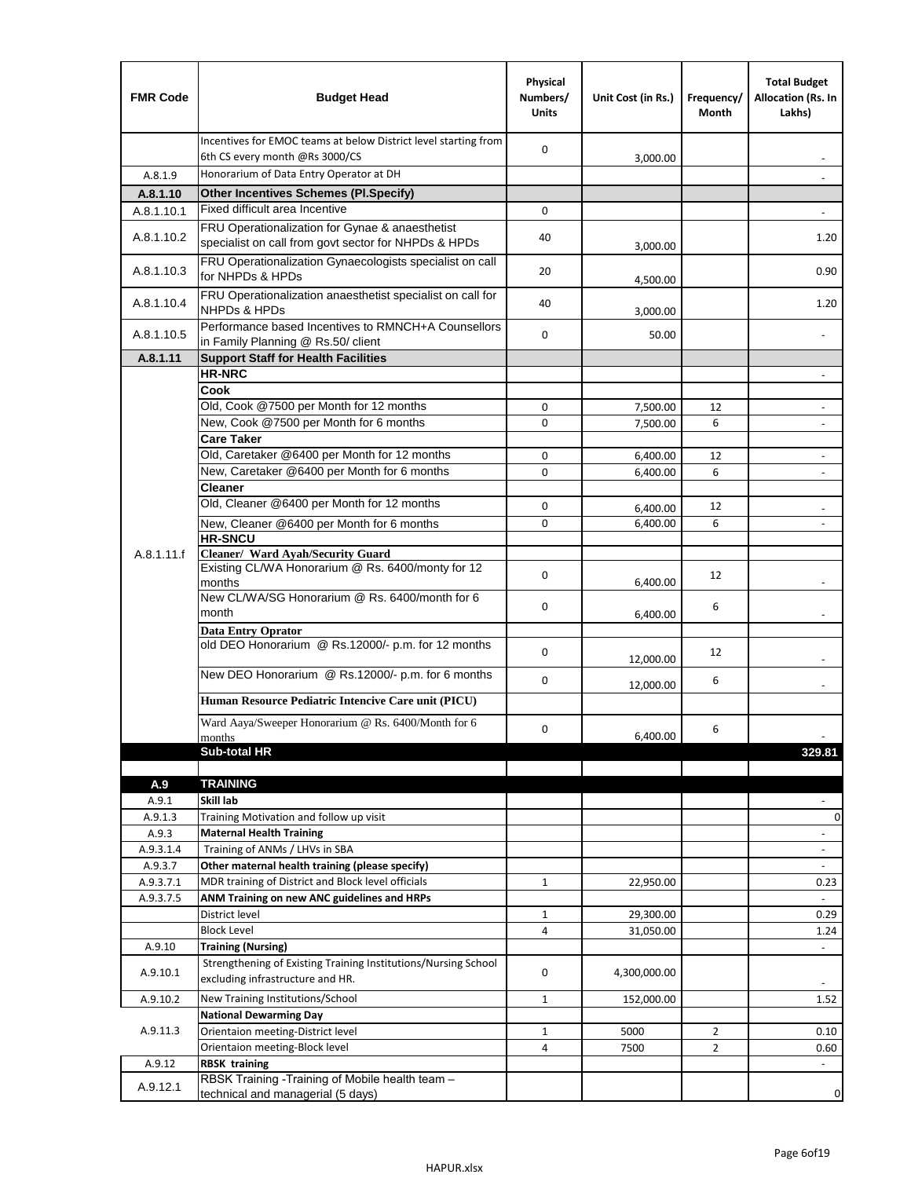| FMR Code | Budget Head | Physical Numbers/ Units | Unit Cost (in Rs.) | Frequency/ Month | Total Budget Allocation (Rs. In Lakhs) |
|---|---|---|---|---|---|
| | Incentives for EMOC teams at below District level starting from 6th CS every month @Rs 3000/CS | 0 | 3,000.00 | | - |
| A.8.1.9 | Honorarium of Data Entry Operator at DH | | | | - |
| **A.8.1.10** | **Other Incentives Schemes (Pl.Specify)** | | | | |
| A.8.1.10.1 | Fixed difficult area Incentive | 0 | | | - |
| A.8.1.10.2 | FRU Operationalization for Gynae & anaesthetist specialist on call from govt sector for NHPDs & HPDs | 40 | 3,000.00 | | 1.20 |
| A.8.1.10.3 | FRU Operationalization Gynaecologists specialist on call for NHPDs & HPDs | 20 | 4,500.00 | | 0.90 |
| A.8.1.10.4 | FRU Operationalization anaesthetist specialist on call for NHPDs & HPDs | 40 | 3,000.00 | | 1.20 |
| A.8.1.10.5 | Performance based Incentives to RMNCH+A Counsellors in Family Planning @ Rs.50/ client | 0 | 50.00 | | - |
| **A.8.1.11** | **Support Staff for Health Facilities** | | | | |
| A.8.1.11.f | **HR-NRC** | | | | - |
| | **Cook** | | | | |
| | Old, Cook @7500 per Month for 12 months | 0 | 7,500.00 | 12 | - |
| | New, Cook @7500 per Month for 6 months | 0 | 7,500.00 | 6 | - |
| | **Care Taker** | | | | |
| | Old, Caretaker @6400 per Month for 12 months | 0 | 6,400.00 | 12 | - |
| | New, Caretaker @6400 per Month for 6 months | 0 | 6,400.00 | 6 | - |
| | **Cleaner** | | | | |
| | Old, Cleaner @6400 per Month for 12 months | 0 | 6,400.00 | 12 | - |
| | New, Cleaner @6400 per Month for 6 months | 0 | 6,400.00 | 6 | - |
| | **HR-SNCU** | | | | |
| | **Cleaner/ Ward Ayah/Security Guard** | | | | |
| | Existing CL/WA Honorarium @ Rs. 6400/monty for 12 months | 0 | 6,400.00 | 12 | - |
| | New CL/WA/SG Honorarium @ Rs. 6400/month for 6 month | 0 | 6,400.00 | 6 | - |
| | **Data Entry Oprator** | | | | |
| | old DEO Honorarium @ Rs.12000/- p.m. for 12 months | 0 | 12,000.00 | 12 | - |
| | New DEO Honorarium @ Rs.12000/- p.m. for 6 months | 0 | 12,000.00 | 6 | - |
| | **Human Resource Pediatric Intencive Care unit (PICU)** | | | | |
| | Ward Aaya/Sweeper Honorarium @ Rs. 6400/Month for 6 months | 0 | 6,400.00 | 6 | - |
| | **Sub-total HR** | | | | **329.81** |
| | | | | | |
| **A.9** | **TRAINING** | | | | |
| A.9.1 | **Skill lab** | | | | - |
| A.9.1.3 | Training Motivation and follow up visit | | | | 0 |
| A.9.3 | **Maternal Health Training** | | | | - |
| A.9.3.1.4 | Training of ANMs / LHVs in SBA | | | | - |
| A.9.3.7 | **Other maternal health training (please specify)** | | | | - |
| A.9.3.7.1 | MDR training of District and Block level officials | 1 | 22,950.00 | | 0.23 |
| A.9.3.7.5 | **ANM Training on new ANC guidelines and HRPs** | | | | - |
| | District level | 1 | 29,300.00 | | 0.29 |
| | Block Level | 4 | 31,050.00 | | 1.24 |
| A.9.10 | **Training (Nursing)** | | | | - |
| A.9.10.1 | Strengthening of Existing Training Institutions/Nursing School excluding infrastructure and HR. | 0 | 4,300,000.00 | | - |
| A.9.10.2 | New Training Institutions/School | 1 | 152,000.00 | | 1.52 |
| A.9.11.3 | **National Dewarming Day** | | | | |
| | Orientaion meeting-District level | 1 | 5000 | 2 | 0.10 |
| | Orientaion meeting-Block level | 4 | 7500 | 2 | 0.60 |
| A.9.12 | **RBSK training** | | | | - |
| A.9.12.1 | RBSK Training -Training of Mobile health team – technical and managerial (5 days) | | | | 0 |

HAPUR.xlsx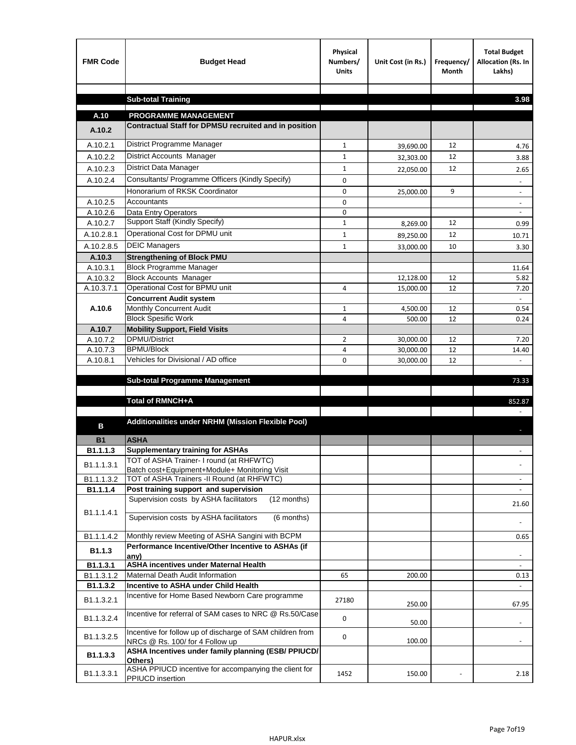| FMR Code | Budget Head | Physical Numbers/ Units | Unit Cost (in Rs.) | Frequency/ Month | Total Budget Allocation (Rs. In Lakhs) |
|---|---|---|---|---|---|
| | | | | | |
| | **Sub-total Training** | | | | **3.98** |
| **A.10** | **PROGRAMME MANAGEMENT** | | | | |
| **A.10.2** | **Contractual Staff for DPMSU recruited and in position** | | | | |
| A.10.2.1 | District Programme Manager | 1 | 39,690.00 | 12 | 4.76 |
| A.10.2.2 | District Accounts Manager | 1 | 32,303.00 | 12 | 3.88 |
| A.10.2.3 | District Data Manager | 1 | 22,050.00 | 12 | 2.65 |
| A.10.2.4 | Consultants/ Programme Officers (Kindly Specify) | 0 | | | - |
| | Honorarium of RKSK Coordinator | 0 | 25,000.00 | 9 | - |
| A.10.2.5 | Accountants | 0 | | | - |
| A.10.2.6 | Data Entry Operators | 0 | | | - |
| A.10.2.7 | Support Staff (Kindly Specify) | 1 | 8,269.00 | 12 | 0.99 |
| A.10.2.8.1 | Operational Cost for DPMU unit | 1 | 89,250.00 | 12 | 10.71 |
| A.10.2.8.5 | DEIC Managers | 1 | 33,000.00 | 10 | 3.30 |
| **A.10.3** | **Strengthening of Block PMU** | | | | |
| A.10.3.1 | Block Programme Manager | | | | 11.64 |
| A.10.3.2 | Block Accounts Manager | | 12,128.00 | 12 | 5.82 |
| A.10.3.7.1 | Operational Cost for BPMU unit | 4 | 15,000.00 | 12 | 7.20 |
| **A.10.6** | **Concurrent Audit system** | | | | - |
| | Monthly Concurrent Audit | 1 | 4,500.00 | 12 | 0.54 |
| | Block Spesific Work | 4 | 500.00 | 12 | 0.24 |
| **A.10.7** | **Mobility Support, Field Visits** | | | | |
| A.10.7.2 | DPMU/District | 2 | 30,000.00 | 12 | 7.20 |
| A.10.7.3 | BPMU/Block | 4 | 30,000.00 | 12 | 14.40 |
| A.10.8.1 | Vehicles for Divisional / AD office | 0 | 30,000.00 | 12 | - |
| | | | | | |
| | **Sub-total Programme Management** | | | | 73.33 |
| | | | | | |
| | **Total of RMNCH+A** | | | | 852.87 |
| | | | | | - |
| **B** | **Additionalities under NRHM (Mission Flexible Pool)** | | | | - |
| **B1** | **ASHA** | | | | |
| **B1.1.1.3** | **Supplementary training for ASHAs** | | | | - |
| B1.1.1.3.1 | TOT of ASHA Trainer- I round (at RHFWTC) Batch cost+Equipment+Module+ Monitoring Visit | | | | - |
| B1.1.1.3.2 | TOT of ASHA Trainers -II Round (at RHFWTC) | | | | - |
| **B1.1.1.4** | **Post training support and supervision** | | | | - |
| B1.1.1.4.1 | Supervision costs by ASHA facilitators (12 months) | | | | 21.60 |
| | Supervision costs by ASHA facilitators (6 months) | | | | - |
| B1.1.1.4.2 | Monthly review Meeting of ASHA Sangini with BCPM | | | | 0.65 |
| **B1.1.3** | **Performance Incentive/Other Incentive to ASHAs (if any)** | | | | - |
| **B1.1.3.1** | **ASHA incentives under Maternal Health** | | | | - |
| B1.1.3.1.2 | Maternal Death Audit Information | 65 | 200.00 | | 0.13 |
| **B1.1.3.2** | **Incentive to ASHA under Child Health** | | | | - |
| B1.1.3.2.1 | Incentive for Home Based Newborn Care programme | 27180 | 250.00 | | 67.95 |
| B1.1.3.2.4 | Incentive for referral of SAM cases to NRC @ Rs.50/Case | 0 | 50.00 | | - |
| B1.1.3.2.5 | Incentive for follow up of discharge of SAM children from NRCs @ Rs. 100/ for 4 Follow up | 0 | 100.00 | | - |
| **B1.1.3.3** | **ASHA Incentives under family planning (ESB/ PPIUCD/ Others)** | | | | |
| B1.1.3.3.1 | ASHA PPIUCD incentive for accompanying the client for PPIUCD insertion | 1452 | 150.00 | - | 2.18 |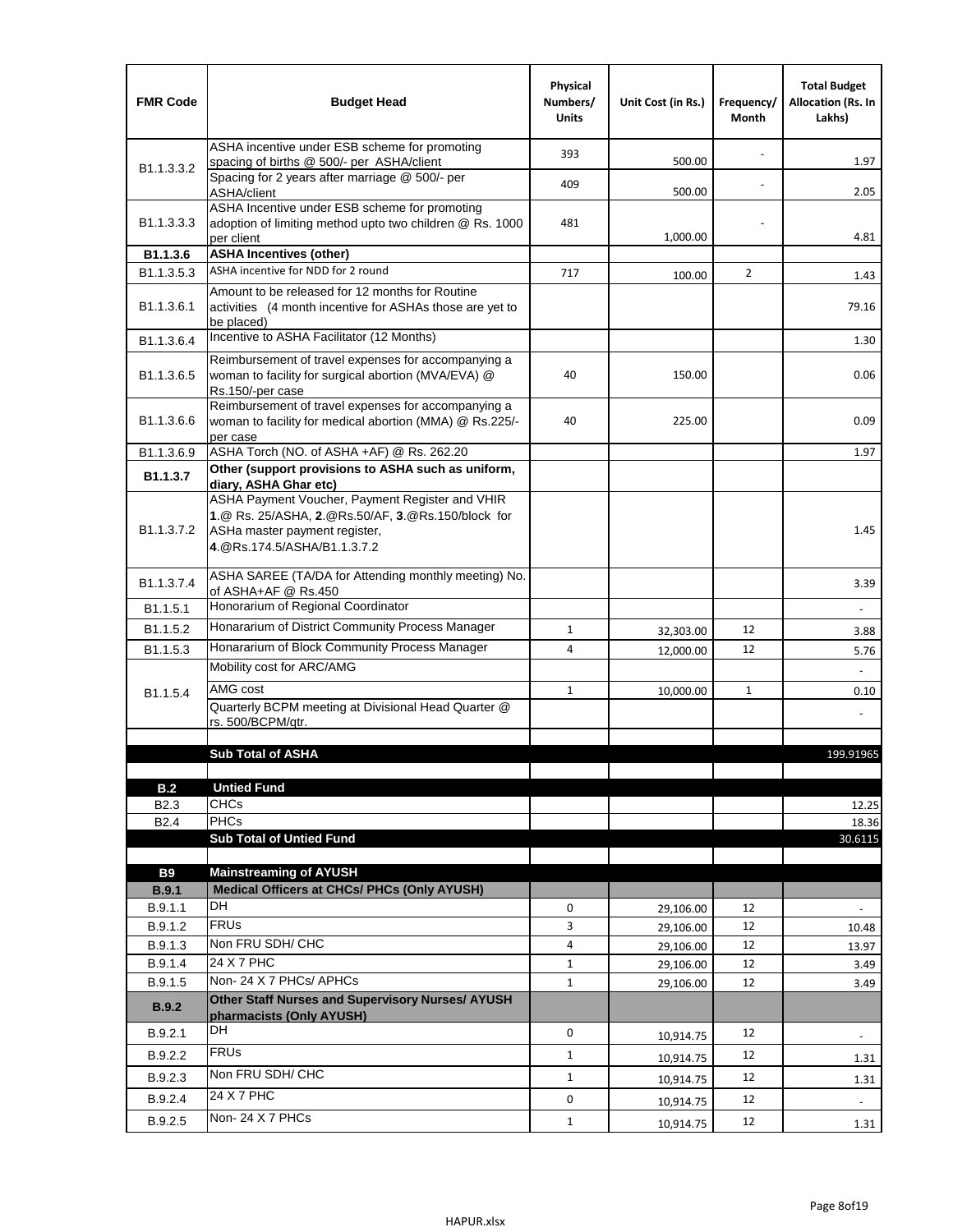| FMR Code | Budget Head | Physical Numbers/ Units | Unit Cost (in Rs.) | Frequency/ Month | Total Budget Allocation (Rs. In Lakhs) |
|---|---|---|---|---|---|
| B1.1.3.3.2 | ASHA incentive under ESB scheme for promoting spacing of births @ 500/- per ASHA/client | 393 | 500.00 | - | 1.97 |
| | Spacing for 2 years after marriage @ 500/- per ASHA/client | 409 | 500.00 | - | 2.05 |
| B1.1.3.3.3 | ASHA Incentive under ESB scheme for promoting adoption of limiting method upto two children @ Rs. 1000 per client | 481 | 1,000.00 | - | 4.81 |
| **B1.1.3.6** | **ASHA Incentives (other)** | | | | |
| B1.1.3.5.3 | ASHA incentive for NDD for 2 round | 717 | 100.00 | 2 | 1.43 |
| B1.1.3.6.1 | Amount to be released for 12 months for Routine activities (4 month incentive for ASHAs those are yet to be placed) | | | | 79.16 |
| B1.1.3.6.4 | Incentive to ASHA Facilitator (12 Months) | | | | 1.30 |
| B1.1.3.6.5 | Reimbursement of travel expenses for accompanying a woman to facility for surgical abortion (MVA/EVA) @ Rs.150/-per case | 40 | 150.00 | | 0.06 |
| B1.1.3.6.6 | Reimbursement of travel expenses for accompanying a woman to facility for medical abortion (MMA) @ Rs.225/- per case | 40 | 225.00 | | 0.09 |
| B1.1.3.6.9 | ASHA Torch (NO. of ASHA +AF) @ Rs. 262.20 | | | | 1.97 |
| **B1.1.3.7** | **Other (support provisions to ASHA such as uniform, diary, ASHA Ghar etc)** | | | | |
| B1.1.3.7.2 | ASHA Payment Voucher, Payment Register and VHIR **1**.@ Rs. 25/ASHA, **2**.@Rs.50/AF, **3**.@Rs.150/block for ASHa master payment register, **4**.@Rs.174.5/ASHA/B1.1.3.7.2 | | | | 1.45 |
| B1.1.3.7.4 | ASHA SAREE (TA/DA for Attending monthly meeting) No. of ASHA+AF @ Rs.450 | | | | 3.39 |
| B1.1.5.1 | Honorarium of Regional Coordinator | | | | - |
| B1.1.5.2 | Honararium of District Community Process Manager | 1 | 32,303.00 | 12 | 3.88 |
| B1.1.5.3 | Honararium of Block Community Process Manager | 4 | 12,000.00 | 12 | 5.76 |
| B1.1.5.4 | Mobility cost for ARC/AMG | | | | - |
| | AMG cost | 1 | 10,000.00 | 1 | 0.10 |
| | Quarterly BCPM meeting at Divisional Head Quarter @ rs. 500/BCPM/qtr. | | | | - |
| | | | | | |
| | **Sub Total of ASHA** | | | | 199.91965 |
| | | | | | |
| **B.2** | **Untied Fund** | | | | |
| B2.3 | CHCs | | | | 12.25 |
| B2.4 | PHCs | | | | 18.36 |
| | **Sub Total of Untied Fund** | | | | 30.6115 |
| | | | | | |
| **B9** | **Mainstreaming of AYUSH** | | | | |
| **B.9.1** | **Medical Officers at CHCs/ PHCs (Only AYUSH)** | | | | |
| B.9.1.1 | DH | 0 | 29,106.00 | 12 | - |
| B.9.1.2 | FRUs | 3 | 29,106.00 | 12 | 10.48 |
| B.9.1.3 | Non FRU SDH/ CHC | 4 | 29,106.00 | 12 | 13.97 |
| B.9.1.4 | 24 X 7 PHC | 1 | 29,106.00 | 12 | 3.49 |
| B.9.1.5 | Non- 24 X 7 PHCs/ APHCs | 1 | 29,106.00 | 12 | 3.49 |
| **B.9.2** | **Other Staff Nurses and Supervisory Nurses/ AYUSH pharmacists (Only AYUSH)** | | | | |
| B.9.2.1 | DH | 0 | 10,914.75 | 12 | - |
| B.9.2.2 | FRUs | 1 | 10,914.75 | 12 | 1.31 |
| B.9.2.3 | Non FRU SDH/ CHC | 1 | 10,914.75 | 12 | 1.31 |
| B.9.2.4 | 24 X 7 PHC | 0 | 10,914.75 | 12 | - |
| B.9.2.5 | Non- 24 X 7 PHCs | 1 | 10,914.75 | 12 | 1.31 |

HAPUR.xlsx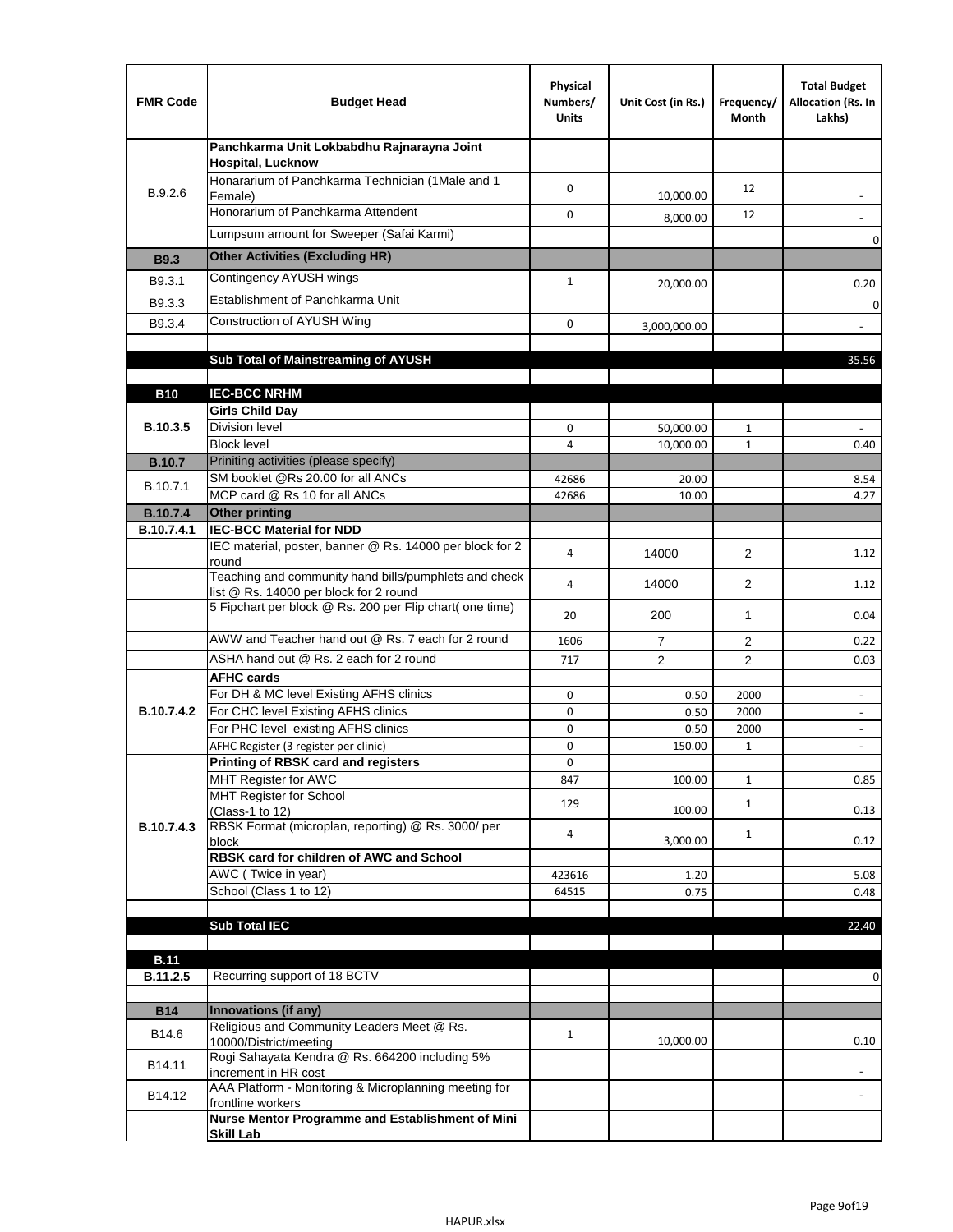| FMR Code | Budget Head | Physical Numbers/ Units | Unit Cost (in Rs.) | Frequency/ Month | Total Budget Allocation (Rs. In Lakhs) |
|---|---|---|---|---|---|
| B.9.2.6 | **Panchkarma Unit Lokbabdhu Rajnarayna Joint Hospital, Lucknow** | | | | |
| | Honararium of Panchkarma Technician (1Male and 1 Female) | 0 | 10,000.00 | 12 | - |
| | Honorarium of Panchkarma Attendent | 0 | 8,000.00 | 12 | - |
| | Lumpsum amount for Sweeper (Safai Karmi) | | | | 0 |
| **B9.3** | **Other Activities (Excluding HR)** | | | | |
| B9.3.1 | Contingency AYUSH wings | 1 | 20,000.00 | | 0.20 |
| B9.3.3 | Establishment of Panchkarma Unit | | | | 0 |
| B9.3.4 | Construction of AYUSH Wing | 0 | 3,000,000.00 | | - |
| | | | | | |
| | **Sub Total of Mainstreaming of AYUSH** | | | | 35.56 |
| | | | | | |
| **B10** | **IEC-BCC NRHM** | | | | |
| **B.10.3.5** | **Girls Child Day** | | | | |
| | Division level | 0 | 50,000.00 | 1 | - |
| | Block level | 4 | 10,000.00 | 1 | 0.40 |
| **B.10.7** | Priniting activities (please specify) | | | | |
| B.10.7.1 | SM booklet @Rs 20.00 for all ANCs | 42686 | 20.00 | | 8.54 |
| | MCP card @ Rs 10 for all ANCs | 42686 | 10.00 | | 4.27 |
| **B.10.7.4** | **Other printing** | | | | |
| **B.10.7.4.1** | **IEC-BCC Material for NDD** | | | | |
| | IEC material, poster, banner @ Rs. 14000 per block for 2 round | 4 | 14000 | 2 | 1.12 |
| | Teaching and community hand bills/pumphlets and check list @ Rs. 14000 per block for 2 round | 4 | 14000 | 2 | 1.12 |
| | 5 Fipchart per block @ Rs. 200 per Flip chart( one time) | 20 | 200 | 1 | 0.04 |
| | AWW and Teacher hand out @ Rs. 7 each for 2 round | 1606 | 7 | 2 | 0.22 |
| | ASHA hand out @ Rs. 2 each for 2 round | 717 | 2 | 2 | 0.03 |
| **B.10.7.4.2** | **AFHC cards** | | | | |
| | For DH & MC level Existing AFHS clinics | 0 | 0.50 | 2000 | - |
| | For CHC level Existing AFHS clinics | 0 | 0.50 | 2000 | - |
| | For PHC level existing AFHS clinics | 0 | 0.50 | 2000 | - |
| | AFHC Register (3 register per clinic) | 0 | 150.00 | 1 | - |
| **B.10.7.4.3** | **Printing of RBSK card and registers** | 0 | | | |
| | MHT Register for AWC | 847 | 100.00 | 1 | 0.85 |
| | MHT Register for School (Class-1 to 12) | 129 | 100.00 | 1 | 0.13 |
| | RBSK Format (microplan, reporting) @ Rs. 3000/ per block | 4 | 3,000.00 | 1 | 0.12 |
| | **RBSK card for children of AWC and School** | | | | |
| | AWC ( Twice in year) | 423616 | 1.20 | | 5.08 |
| | School (Class 1 to 12) | 64515 | 0.75 | | 0.48 |
| | | | | | |
| | **Sub Total IEC** | | | | 22.40 |
| | | | | | |
| **B.11** | | | | | |
| **B.11.2.5** | Recurring support of 18 BCTV | | | | 0 |
| | | | | | |
| **B14** | **Innovations (if any)** | | | | |
| B14.6 | Religious and Community Leaders Meet @ Rs. 10000/District/meeting | 1 | 10,000.00 | | 0.10 |
| B14.11 | Rogi Sahayata Kendra @ Rs. 664200 including 5% increment in HR cost | | | | - |
| B14.12 | AAA Platform - Monitoring & Microplanning meeting for frontline workers | | | | - |
| | **Nurse Mentor Programme and Establishment of Mini Skill Lab** | | | | |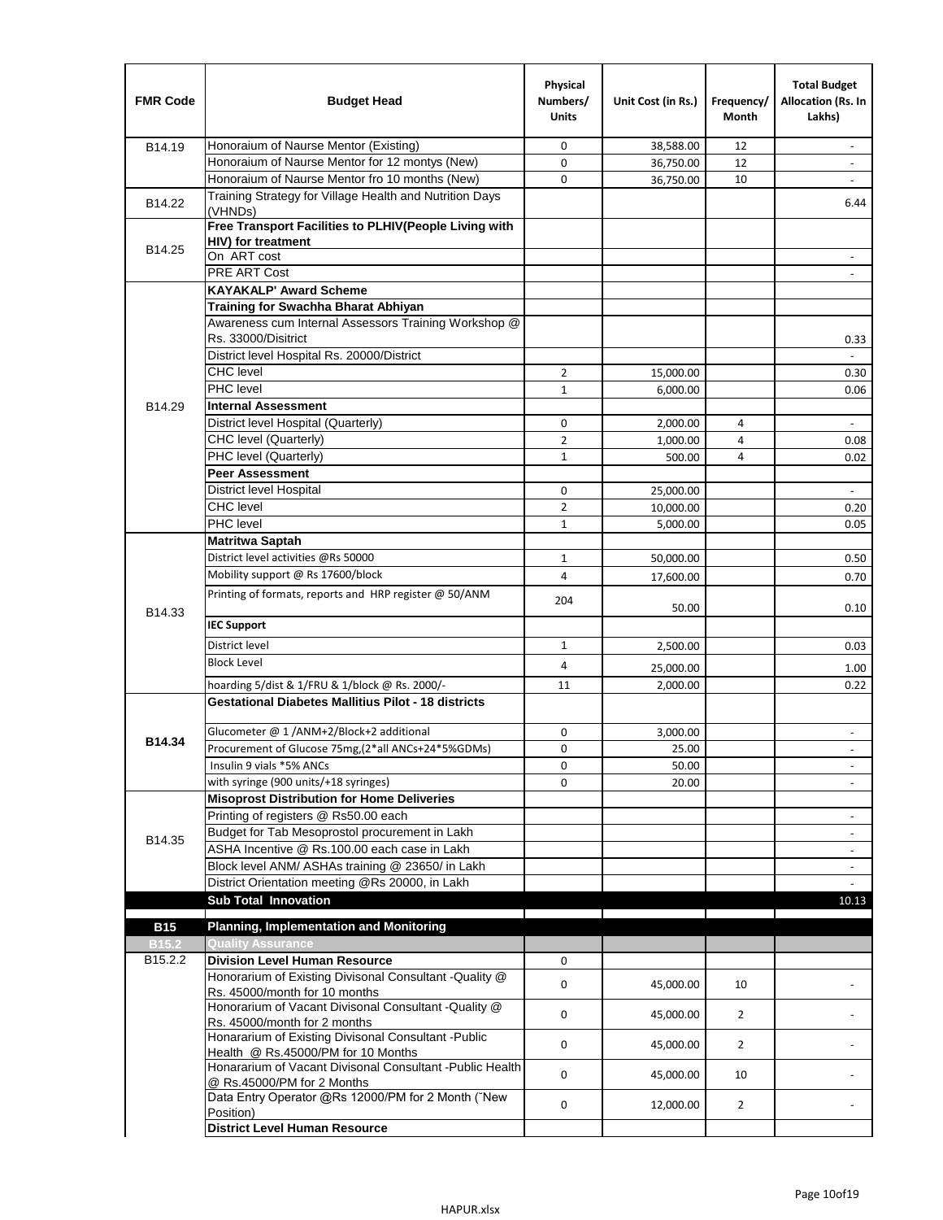| FMR Code | Budget Head | Physical Numbers/ Units | Unit Cost (in Rs.) | Frequency/ Month | Total Budget Allocation (Rs. In Lakhs) |
|---|---|---|---|---|---|
| B14.19 | Honoraium of Naurse Mentor (Existing) | 0 | 38,588.00 | 12 | - |
| | Honoraium of Naurse Mentor for 12 montys (New) | 0 | 36,750.00 | 12 | - |
| | Honoraium of Naurse Mentor fro 10 months (New) | 0 | 36,750.00 | 10 | - |
| B14.22 | Training Strategy for Village Health and Nutrition Days (VHNDs) | | | | 6.44 |
| B14.25 | **Free Transport Facilities to PLHIV(People Living with HIV) for treatment** | | | | |
| | On ART cost | | | | - |
| | PRE ART Cost | | | | - |
| B14.29 | **KAYAKALP' Award Scheme** | | | | |
| | **Training for Swachha Bharat Abhiyan** | | | | |
| | Awareness cum Internal Assessors Training Workshop @ Rs. 33000/Disitrict | | | | 0.33 |
| | District level Hospital Rs. 20000/District | | | | - |
| | CHC level | 2 | 15,000.00 | | 0.30 |
| | PHC level | 1 | 6,000.00 | | 0.06 |
| | **Internal Assessment** | | | | |
| | District level Hospital (Quarterly) | 0 | 2,000.00 | 4 | - |
| | CHC level (Quarterly) | 2 | 1,000.00 | 4 | 0.08 |
| | PHC level (Quarterly) | 1 | 500.00 | 4 | 0.02 |
| | **Peer Assessment** | | | | |
| | District level Hospital | 0 | 25,000.00 | | - |
| | CHC level | 2 | 10,000.00 | | 0.20 |
| | PHC level | 1 | 5,000.00 | | 0.05 |
| B14.33 | **Matritwa Saptah** | | | | |
| | District level activities @Rs 50000 | 1 | 50,000.00 | | 0.50 |
| | Mobility support @ Rs 17600/block | 4 | 17,600.00 | | 0.70 |
| | Printing of formats, reports and HRP register @ 50/ANM | 204 | 50.00 | | 0.10 |
| | **IEC Support** | | | | |
| | District level | 1 | 2,500.00 | | 0.03 |
| | Block Level | 4 | 25,000.00 | | 1.00 |
| | hoarding 5/dist & 1/FRU & 1/block @ Rs. 2000/- | 11 | 2,000.00 | | 0.22 |
| **B14.34** | **Gestational Diabetes Mallitius Pilot - 18 districts** | | | | |
| | Glucometer @ 1 /ANM+2/Block+2 additional | 0 | 3,000.00 | | - |
| | Procurement of Glucose 75mg,(2*all ANCs+24*5%GDMs) | 0 | 25.00 | | - |
| | Insulin 9 vials *5% ANCs | 0 | 50.00 | | - |
| | with syringe (900 units/+18 syringes) | 0 | 20.00 | | - |
| B14.35 | **Misoprost Distribution for Home Deliveries** | | | | |
| | Printing of registers @ Rs50.00 each | | | | - |
| | Budget for Tab Mesoprostol procurement in Lakh | | | | - |
| | ASHA Incentive @ Rs.100.00 each case in Lakh | | | | - |
| | Block level ANM/ ASHAs training @ 23650/ in Lakh | | | | - |
| | District Orientation meeting @Rs 20000, in Lakh | | | | - |
| | **Sub Total Innovation** | | | | 10.13 |
| **B15** | **Planning, Implementation and Monitoring** | | | | |
| **B15.2** | **Quality Assurance** | | | | |
| B15.2.2 | **Division Level Human Resource** | 0 | | | |
| | Honorarium of Existing Divisonal Consultant -Quality @ Rs. 45000/month for 10 months | 0 | 45,000.00 | 10 | - |
| | Honorarium of Vacant Divisonal Consultant -Quality @ Rs. 45000/month for 2 months | 0 | 45,000.00 | 2 | - |
| | Honararium of Existing Divisonal Consultant -Public Health @ Rs.45000/PM for 10 Months | 0 | 45,000.00 | 2 | - |
| | Honararium of Vacant Divisonal Consultant -Public Health @ Rs.45000/PM for 2 Months | 0 | 45,000.00 | 10 | - |
| | Data Entry Operator @Rs 12000/PM for 2 Month (˜New Position) | 0 | 12,000.00 | 2 | - |
| | **District Level Human Resource** | | | | |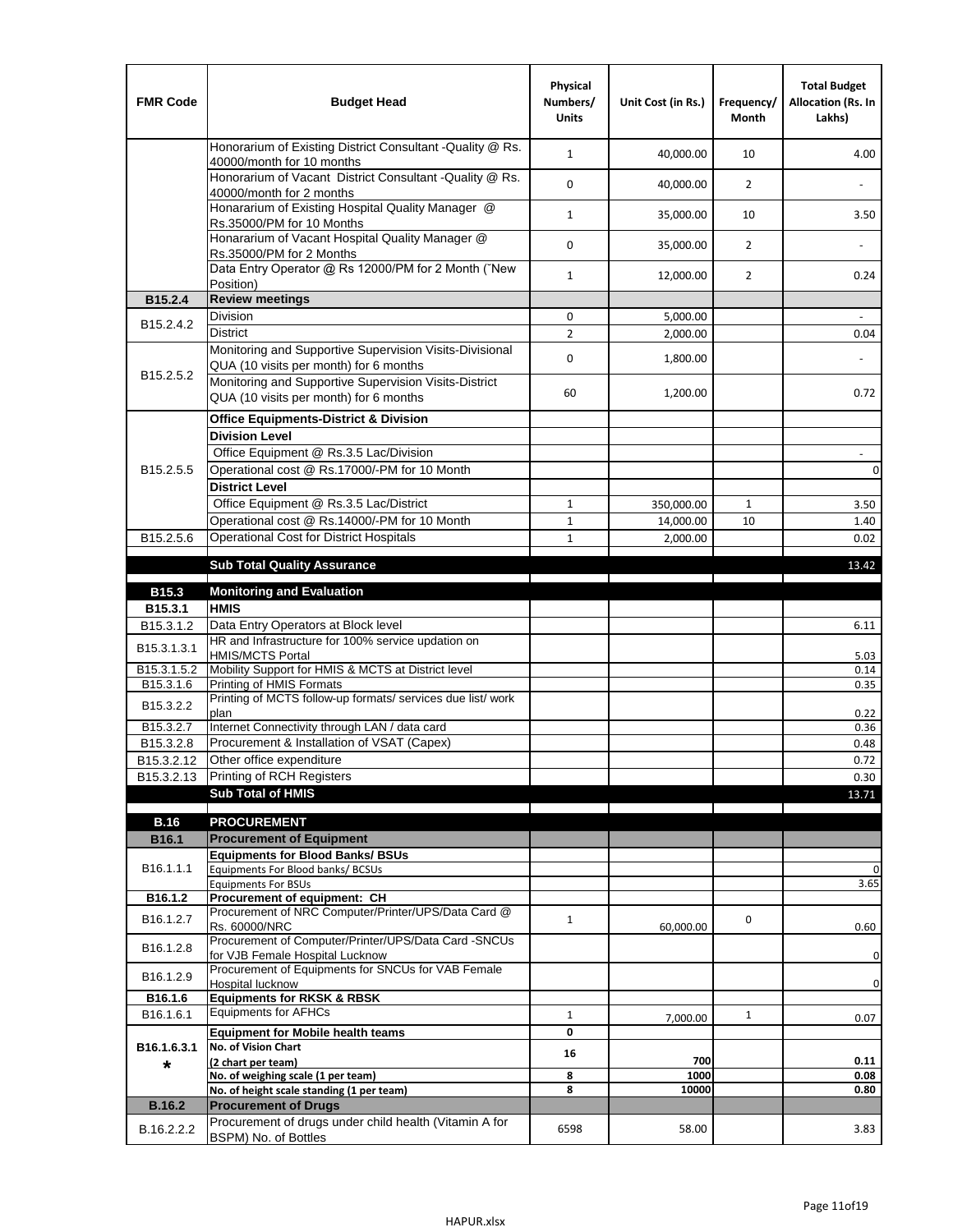| FMR Code | Budget Head | Physical Numbers/ Units | Unit Cost (in Rs.) | Frequency/ Month | Total Budget Allocation (Rs. In Lakhs) |
|---|---|---|---|---|---|
| | Honorarium of Existing District Consultant -Quality @ Rs. 40000/month for 10 months | 1 | 40,000.00 | 10 | 4.00 |
| | Honorarium of Vacant District Consultant -Quality @ Rs. 40000/month for 2 months | 0 | 40,000.00 | 2 | - |
| | Honararium of Existing Hospital Quality Manager @ Rs.35000/PM for 10 Months | 1 | 35,000.00 | 10 | 3.50 |
| | Honararium of Vacant Hospital Quality Manager @ Rs.35000/PM for 2 Months | 0 | 35,000.00 | 2 | - |
| | Data Entry Operator @ Rs 12000/PM for 2 Month (˜New Position) | 1 | 12,000.00 | 2 | 0.24 |
| **B15.2.4** | **Review meetings** | | | | |
| B15.2.4.2 | Division | 0 | 5,000.00 | | - |
| | District | 2 | 2,000.00 | | 0.04 |
| B15.2.5.2 | Monitoring and Supportive Supervision Visits-Divisional QUA (10 visits per month) for 6 months | 0 | 1,800.00 | | - |
| | Monitoring and Supportive Supervision Visits-District QUA (10 visits per month) for 6 months | 60 | 1,200.00 | | 0.72 |
| B15.2.5.5 | **Office Equipments-District & Division** | | | | |
| | **Division Level** | | | | |
| | Office Equipment @ Rs.3.5 Lac/Division | | | | - |
| | Operational cost @ Rs.17000/-PM for 10 Month | | | | 0 |
| | **District Level** | | | | |
| | Office Equipment @ Rs.3.5 Lac/District | 1 | 350,000.00 | 1 | 3.50 |
| | Operational cost @ Rs.14000/-PM for 10 Month | 1 | 14,000.00 | 10 | 1.40 |
| B15.2.5.6 | Operational Cost for District Hospitals | 1 | 2,000.00 | | 0.02 |
| | **Sub Total Quality Assurance** | | | | 13.42 |
| **B15.3** | **Monitoring and Evaluation** | | | | |
| **B15.3.1** | **HMIS** | | | | |
| B15.3.1.2 | Data Entry Operators at Block level | | | | 6.11 |
| B15.3.1.3.1 | HR and Infrastructure for 100% service updation on HMIS/MCTS Portal | | | | 5.03 |
| B15.3.1.5.2 | Mobility Support for HMIS & MCTS at District level | | | | 0.14 |
| B15.3.1.6 | Printing of HMIS Formats | | | | 0.35 |
| B15.3.2.2 | Printing of MCTS follow-up formats/ services due list/ work plan | | | | 0.22 |
| B15.3.2.7 | Internet Connectivity through LAN / data card | | | | 0.36 |
| B15.3.2.8 | Procurement & Installation of VSAT (Capex) | | | | 0.48 |
| B15.3.2.12 | Other office expenditure | | | | 0.72 |
| B15.3.2.13 | Printing of RCH Registers | | | | 0.30 |
| | **Sub Total of HMIS** | | | | 13.71 |
| **B.16** | **PROCUREMENT** | | | | |
| **B16.1** | **Procurement of Equipment** | | | | |
| B16.1.1.1 | **Equipments for Blood Banks/ BSUs** | | | | |
| | Equipments For Blood banks/ BCSUs | | | | 0 |
| | Equipments For BSUs | | | | 3.65 |
| **B16.1.2** | **Procurement of equipment: CH** | | | | |
| B16.1.2.7 | Procurement of NRC Computer/Printer/UPS/Data Card @ Rs. 60000/NRC | 1 | 60,000.00 | 0 | 0.60 |
| B16.1.2.8 | Procurement of Computer/Printer/UPS/Data Card -SNCUs for VJB Female Hospital Lucknow | | | | 0 |
| B16.1.2.9 | Procurement of Equipments for SNCUs for VAB Female Hospital lucknow | | | | 0 |
| **B16.1.6** | **Equipments for RKSK & RBSK** | | | | |
| B16.1.6.1 | Equipments for AFHCs | 1 | 7,000.00 | 1 | 0.07 |
| B16.1.6.3.1 * | **Equipment for Mobile health teams** | **0** | | | |
| | **No. of Vision Chart (2 chart per team)** | **16** | **700** | | **0.11** |
| | **No. of weighing scale (1 per team)** | **8** | **1000** | | **0.08** |
| | **No. of height scale standing (1 per team)** | **8** | **10000** | | **0.80** |
| **B.16.2** | **Procurement of Drugs** | | | | |
| B.16.2.2.2 | Procurement of drugs under child health (Vitamin A for BSPM) No. of Bottles | 6598 | 58.00 | | 3.83 |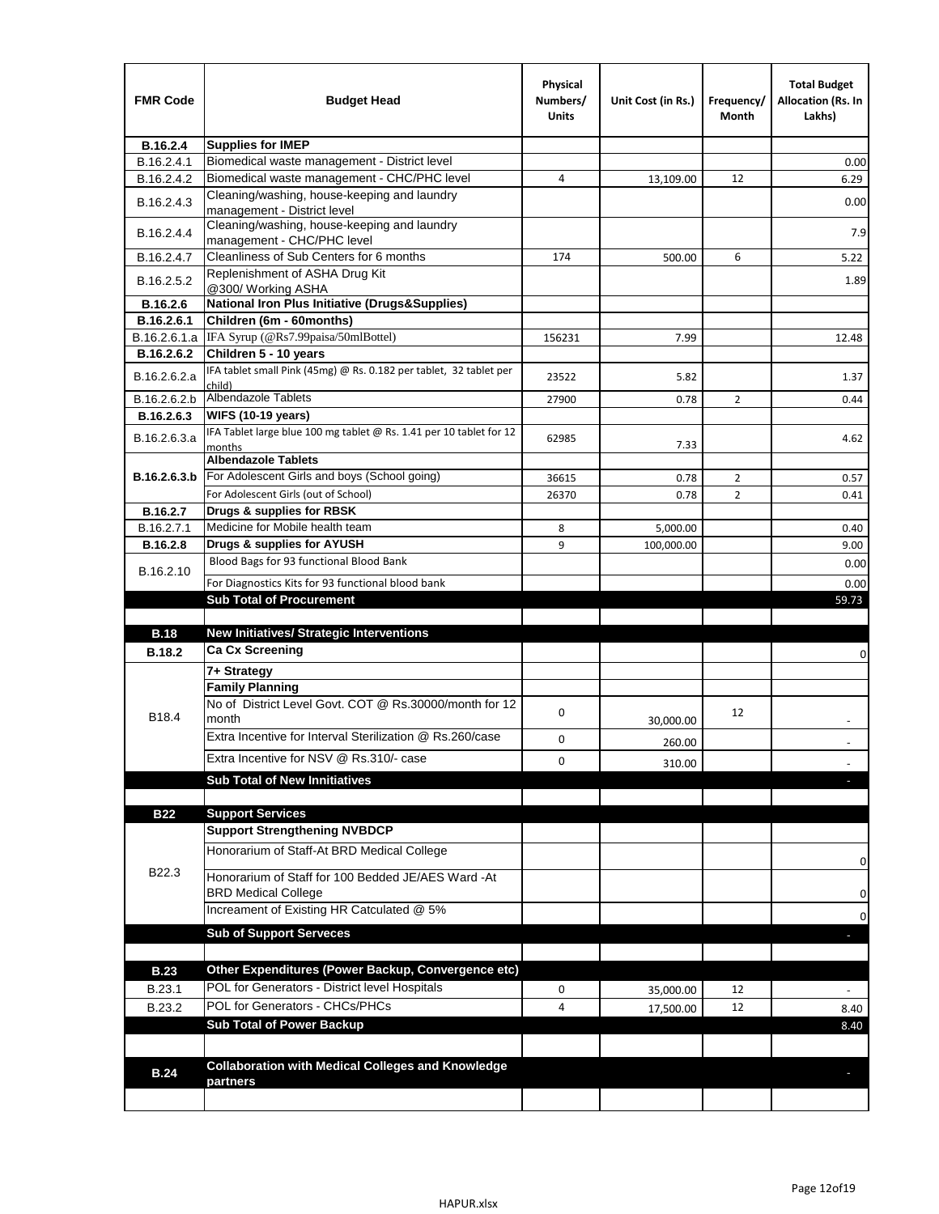| FMR Code | Budget Head | Physical Numbers/ Units | Unit Cost (in Rs.) | Frequency/ Month | Total Budget Allocation (Rs. In Lakhs) |
|---|---|---|---|---|---|
| **B.16.2.4** | **Supplies for IMEP** | | | | |
| B.16.2.4.1 | Biomedical waste management - District level | | | | 0.00 |
| B.16.2.4.2 | Biomedical waste management - CHC/PHC level | 4 | 13,109.00 | 12 | 6.29 |
| B.16.2.4.3 | Cleaning/washing, house-keeping and laundry management - District level | | | | 0.00 |
| B.16.2.4.4 | Cleaning/washing, house-keeping and laundry management - CHC/PHC level | | | | 7.9 |
| B.16.2.4.7 | Cleanliness of Sub Centers for 6 months | 174 | 500.00 | 6 | 5.22 |
| B.16.2.5.2 | Replenishment of ASHA Drug Kit @300/ Working ASHA | | | | 1.89 |
| **B.16.2.6** | **National Iron Plus Initiative (Drugs&Supplies)** | | | | |
| **B.16.2.6.1** | **Children (6m - 60months)** | | | | |
| B.16.2.6.1.a | IFA Syrup (@Rs7.99paisa/50mlBottel) | 156231 | 7.99 | | 12.48 |
| **B.16.2.6.2** | **Children 5 - 10 years** | | | | |
| B.16.2.6.2.a | IFA tablet small Pink (45mg) @ Rs. 0.182 per tablet, 32 tablet per child) | 23522 | 5.82 | | 1.37 |
| B.16.2.6.2.b | Albendazole Tablets | 27900 | 0.78 | 2 | 0.44 |
| **B.16.2.6.3** | **WIFS (10-19 years)** | | | | |
| B.16.2.6.3.a | IFA Tablet large blue 100 mg tablet @ Rs. 1.41 per 10 tablet for 12 months | 62985 | 7.33 | | 4.62 |
| **B.16.2.6.3.b** | **Albendazole Tablets** | | | | |
| | For Adolescent Girls and boys (School going) | 36615 | 0.78 | 2 | 0.57 |
| | For Adolescent Girls (out of School) | 26370 | 0.78 | 2 | 0.41 |
| **B.16.2.7** | **Drugs & supplies for RBSK** | | | | |
| B.16.2.7.1 | Medicine for Mobile health team | 8 | 5,000.00 | | 0.40 |
| **B.16.2.8** | **Drugs & supplies for AYUSH** | 9 | 100,000.00 | | 9.00 |
| B.16.2.10 | Blood Bags for 93 functional Blood Bank | | | | 0.00 |
| | For Diagnostics Kits for 93 functional blood bank | | | | 0.00 |
| | **Sub Total of Procurement** | | | | 59.73 |
| | | | | | |
| **B.18** | **New Initiatives/ Strategic Interventions** | | | | |
| **B.18.2** | **Ca Cx Screening** | | | | 0 |
| B18.4 | **7+ Strategy** | | | | |
| | **Family Planning** | | | | |
| | No of District Level Govt. COT @ Rs.30000/month for 12 month | 0 | 30,000.00 | 12 | - |
| | Extra Incentive for Interval Sterilization @ Rs.260/case | 0 | 260.00 | | - |
| | Extra Incentive for NSV @ Rs.310/- case | 0 | 310.00 | | - |
| | **Sub Total of New Innitiatives** | | | | - |
| | | | | | |
| **B22** | **Support Services** | | | | |
| B22.3 | **Support Strengthening NVBDCP** | | | | |
| | Honorarium of Staff-At BRD Medical College | | | | 0 |
| | Honorarium of Staff for 100 Bedded JE/AES Ward -At BRD Medical College | | | | 0 |
| | Increament of Existing HR Catculated @ 5% | | | | 0 |
| | **Sub of Support Serveces** | | | | - |
| | | | | | |
| **B.23** | **Other Expenditures (Power Backup, Convergence etc)** | | | | |
| B.23.1 | POL for Generators - District level Hospitals | 0 | 35,000.00 | 12 | - |
| B.23.2 | POL for Generators - CHCs/PHCs | 4 | 17,500.00 | 12 | 8.40 |
| | **Sub Total of Power Backup** | | | | 8.40 |
| | | | | | |
| **B.24** | **Collaboration with Medical Colleges and Knowledge partners** | | | | - |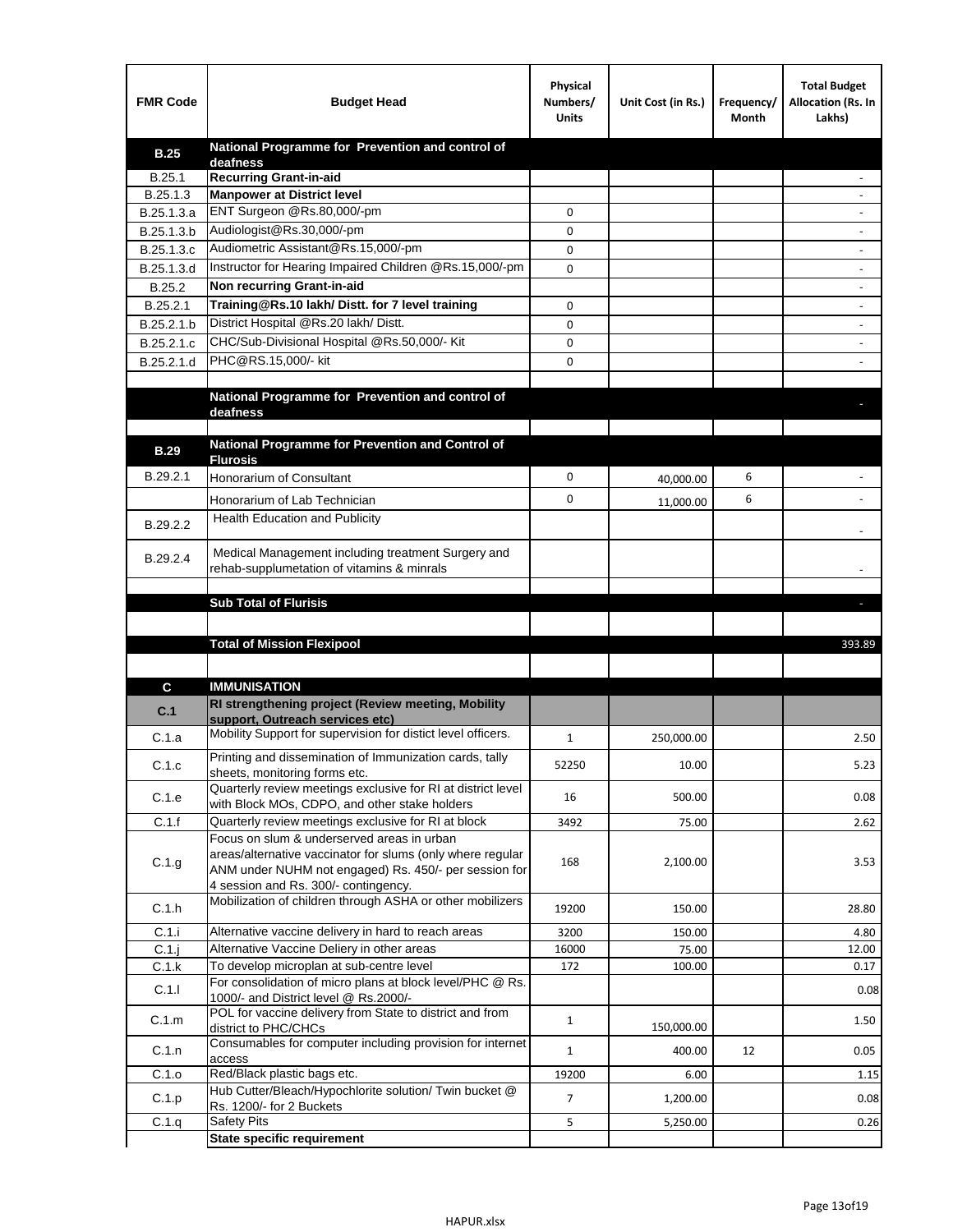| FMR Code | Budget Head | Physical Numbers/ Units | Unit Cost (in Rs.) | Frequency/ Month | Total Budget Allocation (Rs. In Lakhs) |
|---|---|---|---|---|---|
| **B.25** | **National Programme for Prevention and control of deafness** | | | | |
| B.25.1 | **Recurring Grant-in-aid** | | | | - |
| B.25.1.3 | **Manpower at District level** | | | | - |
| B.25.1.3.a | ENT Surgeon @Rs.80,000/-pm | 0 | | | - |
| B.25.1.3.b | Audiologist@Rs.30,000/-pm | 0 | | | - |
| B.25.1.3.c | Audiometric Assistant@Rs.15,000/-pm | 0 | | | - |
| B.25.1.3.d | Instructor for Hearing Impaired Children @Rs.15,000/-pm | 0 | | | - |
| B.25.2 | **Non recurring Grant-in-aid** | | | | - |
| B.25.2.1 | **Training@Rs.10 lakh/ Distt. for 7 level training** | 0 | | | - |
| B.25.2.1.b | District Hospital @Rs.20 lakh/ Distt. | 0 | | | - |
| B.25.2.1.c | CHC/Sub-Divisional Hospital @Rs.50,000/- Kit | 0 | | | - |
| B.25.2.1.d | PHC@RS.15,000/- kit | 0 | | | - |
| | | | | | |
| | **National Programme for Prevention and control of deafness** | | | | - |
| | | | | | |
| **B.29** | **National Programme for Prevention and Control of Flurosis** | | | | |
| B.29.2.1 | Honorarium of Consultant | 0 | 40,000.00 | 6 | - |
| | Honorarium of Lab Technician | 0 | 11,000.00 | 6 | - |
| B.29.2.2 | Health Education and Publicity | | | | - |
| B.29.2.4 | Medical Management including treatment Surgery and rehab-supplumetation of vitamins & minrals | | | | - |
| | | | | | |
| | **Sub Total of Flurisis** | | | | - |
| | | | | | |
| | **Total of Mission Flexipool** | | | | 393.89 |
| | | | | | |
| **C** | **IMMUNISATION** | | | | |
| **C.1** | **RI strengthening project (Review meeting, Mobility support, Outreach services etc)** | | | | |
| C.1.a | Mobility Support for supervision for distict level officers. | 1 | 250,000.00 | | 2.50 |
| C.1.c | Printing and dissemination of Immunization cards, tally sheets, monitoring forms etc. | 52250 | 10.00 | | 5.23 |
| C.1.e | Quarterly review meetings exclusive for RI at district level with Block MOs, CDPO, and other stake holders | 16 | 500.00 | | 0.08 |
| C.1.f | Quarterly review meetings exclusive for RI at block | 3492 | 75.00 | | 2.62 |
| C.1.g | Focus on slum & underserved areas in urban areas/alternative vaccinator for slums (only where regular ANM under NUHM not engaged) Rs. 450/- per session for 4 session and Rs. 300/- contingency. | 168 | 2,100.00 | | 3.53 |
| C.1.h | Mobilization of children through ASHA or other mobilizers | 19200 | 150.00 | | 28.80 |
| C.1.i | Alternative vaccine delivery in hard to reach areas | 3200 | 150.00 | | 4.80 |
| C.1.j | Alternative Vaccine Deliery in other areas | 16000 | 75.00 | | 12.00 |
| C.1.k | To develop microplan at sub-centre level | 172 | 100.00 | | 0.17 |
| C.1.l | For consolidation of micro plans at block level/PHC @ Rs. 1000/- and District level @ Rs.2000/- | | | | 0.08 |
| C.1.m | POL for vaccine delivery from State to district and from district to PHC/CHCs | 1 | 150,000.00 | | 1.50 |
| C.1.n | Consumables for computer including provision for internet access | 1 | 400.00 | 12 | 0.05 |
| C.1.o | Red/Black plastic bags etc. | 19200 | 6.00 | | 1.15 |
| C.1.p | Hub Cutter/Bleach/Hypochlorite solution/ Twin bucket @ Rs. 1200/- for 2 Buckets | 7 | 1,200.00 | | 0.08 |
| C.1.q | Safety Pits | 5 | 5,250.00 | | 0.26 |
| | **State specific requirement** | | | | |

HAPUR.xlsx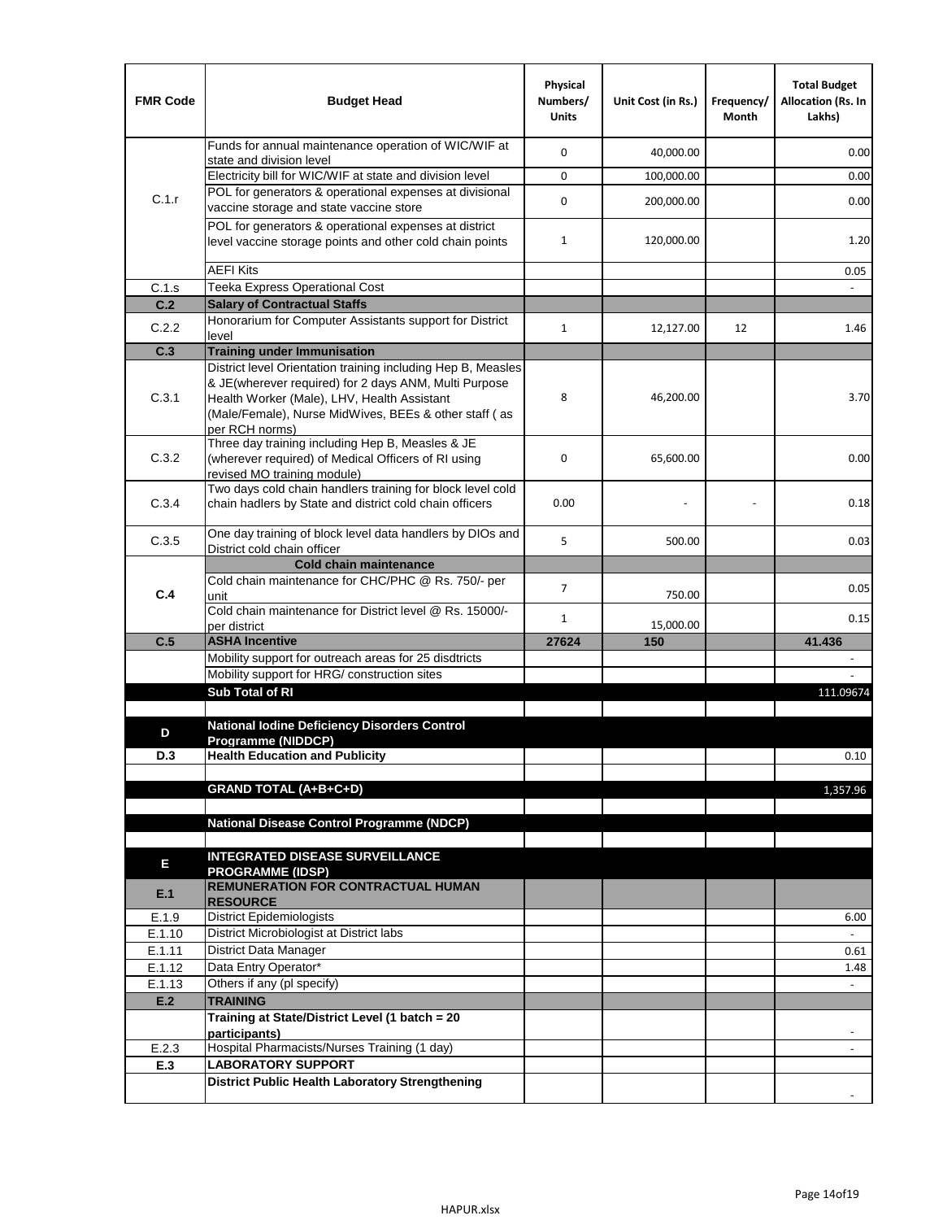| FMR Code | Budget Head | Physical Numbers/ Units | Unit Cost (in Rs.) | Frequency/ Month | Total Budget Allocation (Rs. In Lakhs) |
|---|---|---|---|---|---|
| C.1.r | Funds for annual maintenance operation of WIC/WIF at state and division level | 0 | 40,000.00 | | 0.00 |
| | Electricity bill for WIC/WIF at state and division level | 0 | 100,000.00 | | 0.00 |
| | POL for generators & operational expenses at divisional vaccine storage and state vaccine store | 0 | 200,000.00 | | 0.00 |
| | POL for generators & operational expenses at district level vaccine storage points and other cold chain points | 1 | 120,000.00 | | 1.20 |
| | AEFI Kits | | | | 0.05 |
| C.1.s | Teeka Express Operational Cost | | | | - |
| **C.2** | **Salary of Contractual Staffs** | | | | |
| C.2.2 | Honorarium for Computer Assistants support for District level | 1 | 12,127.00 | 12 | 1.46 |
| **C.3** | **Training under Immunisation** | | | | |
| C.3.1 | District level Orientation training including Hep B, Measles & JE(wherever required) for 2 days ANM, Multi Purpose Health Worker (Male), LHV, Health Assistant (Male/Female), Nurse MidWives, BEEs & other staff ( as per RCH norms) | 8 | 46,200.00 | | 3.70 |
| C.3.2 | Three day training including Hep B, Measles & JE (wherever required) of Medical Officers of RI using revised MO training module) | 0 | 65,600.00 | | 0.00 |
| C.3.4 | Two days cold chain handlers training for block level cold chain hadlers by State and district cold chain officers | 0.00 | - | - | 0.18 |
| C.3.5 | One day training of block level data handlers by DIOs and District cold chain officer | 5 | 500.00 | | 0.03 |
| **C.4** | **Cold chain maintenance** | | | | |
| | Cold chain maintenance for CHC/PHC @ Rs. 750/- per unit | 7 | 750.00 | | 0.05 |
| | Cold chain maintenance for District level @ Rs. 15000/- per district | 1 | 15,000.00 | | 0.15 |
| **C.5** | **ASHA Incentive** | **27624** | **150** | | **41.436** |
| | Mobility support for outreach areas for 25 disdtricts | | | | - |
| | Mobility support for HRG/ construction sites | | | | - |
| | **Sub Total of RI** | | | | 111.09674 |
| | | | | | |
| **D** | **National Iodine Deficiency Disorders Control Programme (NIDDCP)** | | | | |
| **D.3** | **Health Education and Publicity** | | | | 0.10 |
| | | | | | |
| | **GRAND TOTAL (A+B+C+D)** | | | | 1,357.96 |
| | | | | | |
| | **National Disease Control Programme (NDCP)** | | | | |
| | | | | | |
| **E** | **INTEGRATED DISEASE SURVEILLANCE PROGRAMME (IDSP)** | | | | |
| **E.1** | **REMUNERATION FOR CONTRACTUAL HUMAN RESOURCE** | | | | |
| E.1.9 | District Epidemiologists | | | | 6.00 |
| E.1.10 | District Microbiologist at District labs | | | | - |
| E.1.11 | District Data Manager | | | | 0.61 |
| E.1.12 | Data Entry Operator* | | | | 1.48 |
| E.1.13 | Others if any (pl specify) | | | | - |
| **E.2** | **TRAINING** | | | | |
| | **Training at State/District Level (1 batch = 20 participants)** | | | | - |
| E.2.3 | Hospital Pharmacists/Nurses Training (1 day) | | | | - |
| **E.3** | **LABORATORY SUPPORT** | | | | |
| | **District Public Health Laboratory Strengthening** | | | | - |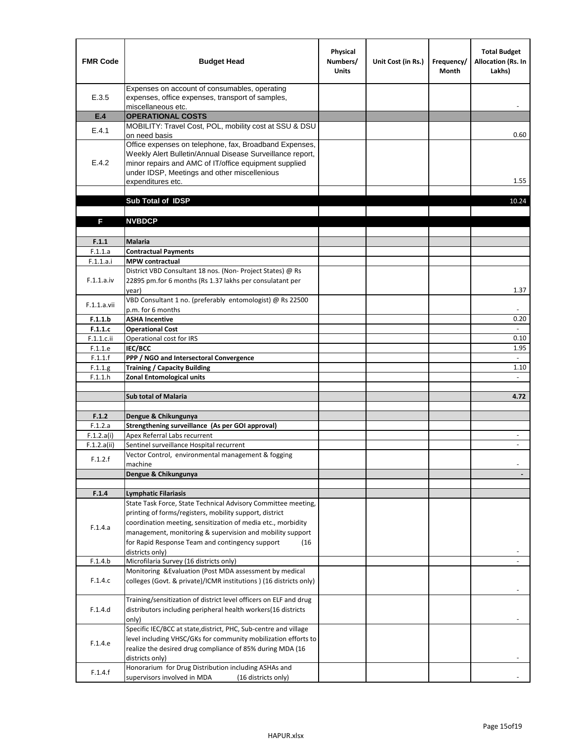| FMR Code | Budget Head | Physical Numbers/ Units | Unit Cost (in Rs.) | Frequency/ Month | Total Budget Allocation (Rs. In Lakhs) |
|---|---|---|---|---|---|
| E.3.5 | Expenses on account of consumables, operating expenses, office expenses, transport of samples, miscellaneous etc. | | | | - |
| **E.4** | **OPERATIONAL COSTS** | | | | |
| E.4.1 | MOBILITY: Travel Cost, POL, mobility cost at SSU & DSU on need basis | | | | 0.60 |
| E.4.2 | Office expenses on telephone, fax, Broadband Expenses, Weekly Alert Bulletin/Annual Disease Surveillance report, minor repairs and AMC of IT/office equipment supplied under IDSP, Meetings and other miscellenious expenditures etc. | | | | 1.55 |
| | | | | | |
| | **Sub Total of IDSP** | | | | 10.24 |
| | | | | | |
| **F** | **NVBDCP** | | | | |
| | | | | | |
| **F.1.1** | **Malaria** | | | | |
| F.1.1.a | **Contractual Payments** | | | | |
| F.1.1.a.i | **MPW contractual** | | | | |
| F.1.1.a.iv | District VBD Consultant 18 nos. (Non- Project States) @ Rs 22895 pm.for 6 months (Rs 1.37 lakhs per consulatant per year) | | | | 1.37 |
| F.1.1.a.vii | VBD Consultant 1 no. (preferably entomologist) @ Rs 22500 p.m. for 6 months | | | | - |
| **F.1.1.b** | **ASHA Incentive** | | | | 0.20 |
| **F.1.1.c** | **Operational Cost** | | | | - |
| F.1.1.c.ii | Operational cost for IRS | | | | 0.10 |
| F.1.1.e | **IEC/BCC** | | | | 1.95 |
| F.1.1.f | **PPP / NGO and Intersectoral Convergence** | | | | - |
| F.1.1.g | **Training / Capacity Building** | | | | 1.10 |
| F.1.1.h | **Zonal Entomological units** | | | | - |
| | | | | | |
| | **Sub total of Malaria** | | | | **4.72** |
| | | | | | |
| **F.1.2** | **Dengue & Chikungunya** | | | | |
| F.1.2.a | **Strengthening surveillance (As per GOI approval)** | | | | |
| F.1.2.a(i) | Apex Referral Labs recurrent | | | | - |
| F.1.2.a(ii) | Sentinel surveillance Hospital recurrent | | | | - |
| F.1.2.f | Vector Control, environmental management & fogging machine | | | | - |
| | **Dengue & Chikungunya** | | | | **-** |
| | | | | | |
| **F.1.4** | **Lymphatic Filariasis** | | | | |
| F.1.4.a | State Task Force, State Technical Advisory Committee meeting, printing of forms/registers, mobility support, district coordination meeting, sensitization of media etc., morbidity management, monitoring & supervision and mobility support for Rapid Response Team and contingency support (16 districts only) | | | | - |
| F.1.4.b | Microfilaria Survey (16 districts only) | | | | - |
| F.1.4.c | Monitoring &Evaluation (Post MDA assessment by medical colleges (Govt. & private)/ICMR institutions ) (16 districts only) | | | | - |
| F.1.4.d | Training/sensitization of district level officers on ELF and drug distributors including peripheral health workers(16 districts only) | | | | - |
| F.1.4.e | Specific IEC/BCC at state,district, PHC, Sub-centre and village level including VHSC/GKs for community mobilization efforts to realize the desired drug compliance of 85% during MDA (16 districts only) | | | | - |
| F.1.4.f | Honorarium for Drug Distribution including ASHAs and supervisors involved in MDA (16 districts only) | | | | - |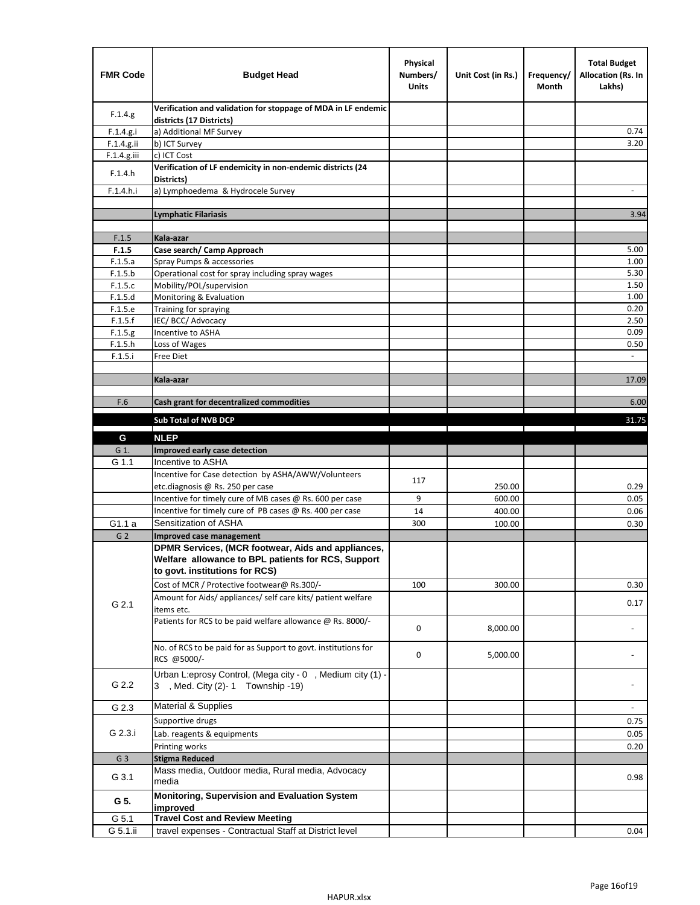| FMR Code | Budget Head | Physical Numbers/ Units | Unit Cost (in Rs.) | Frequency/ Month | Total Budget Allocation (Rs. In Lakhs) |
|---|---|---|---|---|---|
| F.1.4.g | **Verification and validation for stoppage of MDA in LF endemic districts (17 Districts)** | | | | |
| F.1.4.g.i | a) Additional MF Survey | | | | 0.74 |
| F.1.4.g.ii | b) ICT Survey | | | | 3.20 |
| F.1.4.g.iii | c) ICT Cost | | | | |
| F.1.4.h | **Verification of LF endemicity in non-endemic districts (24 Districts)** | | | | |
| F.1.4.h.i | a) Lymphoedema & Hydrocele Survey | | | | - |
| | | | | | |
| | **Lymphatic Filariasis** | | | | 3.94 |
| | | | | | |
| F.1.5 | **Kala-azar** | | | | |
| **F.1.5** | **Case search/ Camp Approach** | | | | 5.00 |
| F.1.5.a | Spray Pumps & accessories | | | | 1.00 |
| F.1.5.b | Operational cost for spray including spray wages | | | | 5.30 |
| F.1.5.c | Mobility/POL/supervision | | | | 1.50 |
| F.1.5.d | Monitoring & Evaluation | | | | 1.00 |
| F.1.5.e | Training for spraying | | | | 0.20 |
| F.1.5.f | IEC/ BCC/ Advocacy | | | | 2.50 |
| F.1.5.g | Incentive to ASHA | | | | 0.09 |
| F.1.5.h | Loss of Wages | | | | 0.50 |
| F.1.5.i | Free Diet | | | | - |
| | | | | | |
| | **Kala-azar** | | | | 17.09 |
| | | | | | |
| F.6 | **Cash grant for decentralized commodities** | | | | 6.00 |
| | | | | | |
| | **Sub Total of NVB DCP** | | | | 31.75 |
| **G** | **NLEP** | | | | |
| G 1. | **Improved early case detection** | | | | |
| G 1.1 | Incentive to ASHA | | | | |
| | Incentive for Case detection by ASHA/AWW/Volunteers etc.diagnosis @ Rs. 250 per case | 117 | 250.00 | | 0.29 |
| | Incentive for timely cure of MB cases @ Rs. 600 per case | 9 | 600.00 | | 0.05 |
| | Incentive for timely cure of PB cases @ Rs. 400 per case | 14 | 400.00 | | 0.06 |
| G1.1 a | Sensitization of ASHA | 300 | 100.00 | | 0.30 |
| G 2 | **Improved case management** | | | | |
| G 2.1 | **DPMR Services, (MCR footwear, Aids and appliances, Welfare allowance to BPL patients for RCS, Support to govt. institutions for RCS)** | | | | |
| | Cost of MCR / Protective footwear@ Rs.300/- | 100 | 300.00 | | 0.30 |
| | Amount for Aids/ appliances/ self care kits/ patient welfare items etc. | | | | 0.17 |
| | Patients for RCS to be paid welfare allowance @ Rs. 8000/- | 0 | 8,000.00 | | - |
| | No. of RCS to be paid for as Support to govt. institutions for RCS @5000/- | 0 | 5,000.00 | | - |
| G 2.2 | Urban L:eprosy Control, (Mega city - 0 , Medium city (1) - 3 , Med. City (2)- 1 Township -19) | | | | - |
| G 2.3 | Material & Supplies | | | | - |
| G 2.3.i | Supportive drugs | | | | 0.75 |
| | Lab. reagents & equipments | | | | 0.05 |
| | Printing works | | | | 0.20 |
| G 3 | **Stigma Reduced** | | | | |
| G 3.1 | Mass media, Outdoor media, Rural media, Advocacy media | | | | 0.98 |
| **G 5.** | **Monitoring, Supervision and Evaluation System improved** | | | | |
| G 5.1 | **Travel Cost and Review Meeting** | | | | |
| G 5.1.ii | travel expenses - Contractual Staff at District level | | | | 0.04 |

HAPUR.xlsx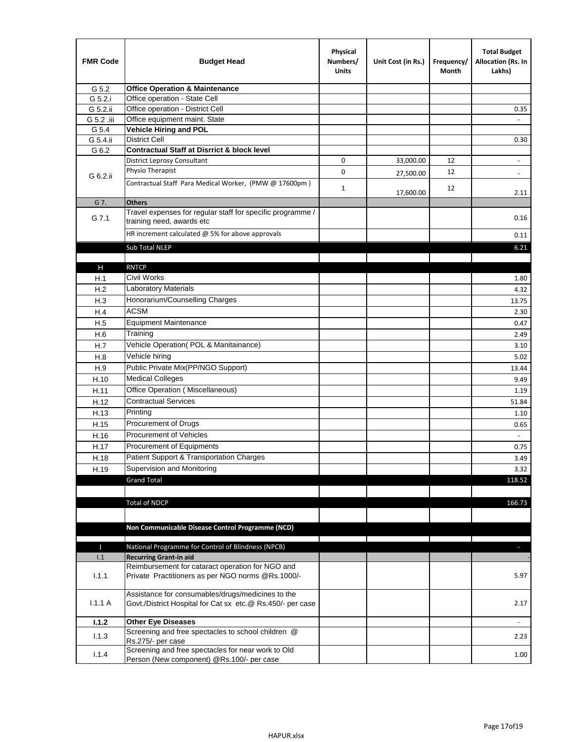| FMR Code | Budget Head | Physical Numbers/ Units | Unit Cost (in Rs.) | Frequency/ Month | Total Budget Allocation (Rs. In Lakhs) |
|---|---|---|---|---|---|
| G 5.2 | **Office Operation & Maintenance** | | | | |
| G 5.2.i | Office operation - State Cell | | | | |
| G 5.2.ii | Office operation - District Cell | | | | 0.35 |
| G 5.2 .iii | Office equipment maint. State | | | | - |
| G 5.4 | **Vehicle Hiring and POL** | | | | |
| G 5.4.ii | District Cell | | | | 0.30 |
| G 6.2 | **Contractual Staff at Disrrict & block level** | | | | |
| G 6.2.ii | District Leprosy Consultant | 0 | 33,000.00 | 12 | - |
| | Physio Therapist | 0 | 27,500.00 | 12 | - |
| | Contractual Staff Para Medical Worker, (PMW @ 17600pm ) | 1 | 17,600.00 | 12 | 2.11 |
| G 7. | **Others** | | | | |
| G 7.1 | Travel expenses for regular staff for specific programme / training need, awards etc | | | | 0.16 |
| | HR increment calculated @ 5% for above approvals | | | | 0.11 |
| | Sub Total NLEP | | | | 6.21 |
| | | | | | |
| H | RNTCP | | | | |
| H.1 | Civil Works | | | | 1.80 |
| H.2 | Laboratory Materials | | | | 4.32 |
| H.3 | Honorarium/Counselling Charges | | | | 13.75 |
| H.4 | ACSM | | | | 2.30 |
| H.5 | Equipment Maintenance | | | | 0.47 |
| H.6 | Training | | | | 2.49 |
| H.7 | Vehicle Operation( POL & Manitainance) | | | | 3.10 |
| H.8 | Vehicle hiring | | | | 5.02 |
| H.9 | Public Private Mix(PP/NGO Support) | | | | 13.44 |
| H.10 | Medical Colleges | | | | 9.49 |
| H.11 | Office Operation ( Miscellaneous) | | | | 1.19 |
| H.12 | Contractual Services | | | | 51.84 |
| H.13 | Printing | | | | 1.10 |
| H.15 | Procurement of Drugs | | | | 0.65 |
| H.16 | Procurement of Vehicles | | | | - |
| H.17 | Procurement of Equipments | | | | 0.75 |
| H.18 | Patient Support & Transportation Charges | | | | 3.49 |
| H.19 | Supervision and Monitoring | | | | 3.32 |
| | Grand Total | | | | 118.52 |
| | | | | | |
| | Total of NDCP | | | | 166.73 |
| | | | | | |
| | **Non Communicable Disease Control Programme (NCD)** | | | | |
| | | | | | |
| I | National Programme for Control of Blindness (NPCB) | | | | - |
| I.1 | **Recurring Grant-in aid** | | | | - |
| I.1.1 | Reimbursement for cataract operation for NGO and Private Practitioners as per NGO norms @Rs.1000/- | | | | 5.97 |
| I.1.1 A | Assistance for consumables/drugs/medicines to the Govt./District Hospital for Cat sx etc.@ Rs.450/- per case | | | | 2.17 |
| **I.1.2** | **Other Eye Diseases** | | | | - |
| I.1.3 | Screening and free spectacles to school children @ Rs.275/- per case | | | | 2.23 |
| I.1.4 | Screening and free spectacles for near work to Old Person (New component) @Rs.100/- per case | | | | 1.00 |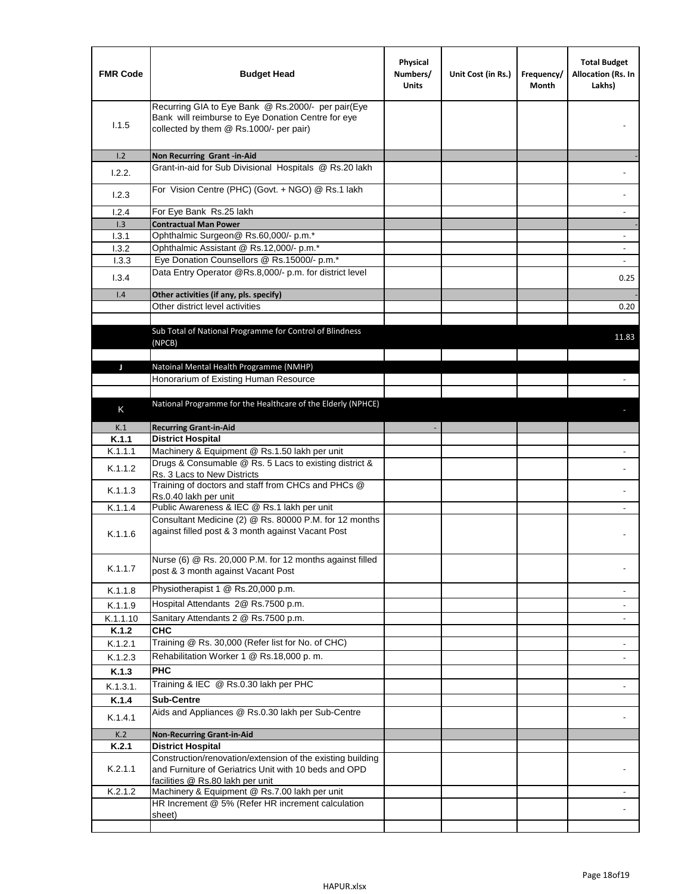| FMR Code | Budget Head | Physical Numbers/ Units | Unit Cost (in Rs.) | Frequency/ Month | Total Budget Allocation (Rs. In Lakhs) |
|---|---|---|---|---|---|
| I.1.5 | Recurring GIA to Eye Bank @ Rs.2000/- per pair(Eye Bank will reimburse to Eye Donation Centre for eye collected by them @ Rs.1000/- per pair) | | | | - |
| I.2 | **Non Recurring Grant -in-Aid** | | | | - |
| I.2.2. | Grant-in-aid for Sub Divisional Hospitals @ Rs.20 lakh | | | | - |
| I.2.3 | For Vision Centre (PHC) (Govt. + NGO) @ Rs.1 lakh | | | | - |
| I.2.4 | For Eye Bank Rs.25 lakh | | | | - |
| I.3 | **Contractual Man Power** | | | | - |
| I.3.1 | Ophthalmic Surgeon@ Rs.60,000/- p.m.* | | | | - |
| I.3.2 | Ophthalmic Assistant @ Rs.12,000/- p.m.* | | | | - |
| I.3.3 | Eye Donation Counsellors @ Rs.15000/- p.m.* | | | | - |
| I.3.4 | Data Entry Operator @Rs.8,000/- p.m. for district level | | | | 0.25 |
| I.4 | **Other activities (if any, pls. specify)** | | | | - |
| | Other district level activities | | | | 0.20 |
| | | | | | |
| | Sub Total of National Programme for Control of Blindness (NPCB) | | | | 11.83 |
| | | | | | |
| J | Natoinal Mental Health Programme (NMHP) | | | | |
| | Honorarium of Existing Human Resource | | | | - |
| | | | | | |
| K | National Programme for the Healthcare of the Elderly (NPHCE) | | | | - |
| K.1 | **Recurring Grant-in-Aid** | - | | | |
| **K.1.1** | **District Hospital** | | | | |
| K.1.1.1 | Machinery & Equipment @ Rs.1.50 lakh per unit | | | | - |
| K.1.1.2 | Drugs & Consumable @ Rs. 5 Lacs to existing district & Rs. 3 Lacs to New Districts | | | | - |
| K.1.1.3 | Training of doctors and staff from CHCs and PHCs @ Rs.0.40 lakh per unit | | | | - |
| K.1.1.4 | Public Awareness & IEC @ Rs.1 lakh per unit | | | | - |
| K.1.1.6 | Consultant Medicine (2) @ Rs. 80000 P.M. for 12 months against filled post & 3 month against Vacant Post | | | | - |
| K.1.1.7 | Nurse (6) @ Rs. 20,000 P.M. for 12 months against filled post & 3 month against Vacant Post | | | | - |
| K.1.1.8 | Physiotherapist 1 @ Rs.20,000 p.m. | | | | - |
| K.1.1.9 | Hospital Attendants 2@ Rs.7500 p.m. | | | | - |
| K.1.1.10 | Sanitary Attendants 2 @ Rs.7500 p.m. | | | | - |
| **K.1.2** | **CHC** | | | | |
| K.1.2.1 | Training @ Rs. 30,000 (Refer list for No. of CHC) | | | | - |
| K.1.2.3 | Rehabilitation Worker 1 @ Rs.18,000 p. m. | | | | - |
| **K.1.3** | **PHC** | | | | |
| K.1.3.1. | Training & IEC @ Rs.0.30 lakh per PHC | | | | - |
| **K.1.4** | **Sub-Centre** | | | | |
| K.1.4.1 | Aids and Appliances @ Rs.0.30 lakh per Sub-Centre | | | | - |
| K.2 | **Non-Recurring Grant-in-Aid** | | | | |
| **K.2.1** | **District Hospital** | | | | |
| K.2.1.1 | Construction/renovation/extension of the existing building and Furniture of Geriatrics Unit with 10 beds and OPD facilities @ Rs.80 lakh per unit | | | | - |
| K.2.1.2 | Machinery & Equipment @ Rs.7.00 lakh per unit | | | | - |
| | HR Increment @ 5% (Refer HR increment calculation sheet) | | | | - |
| | | | | | |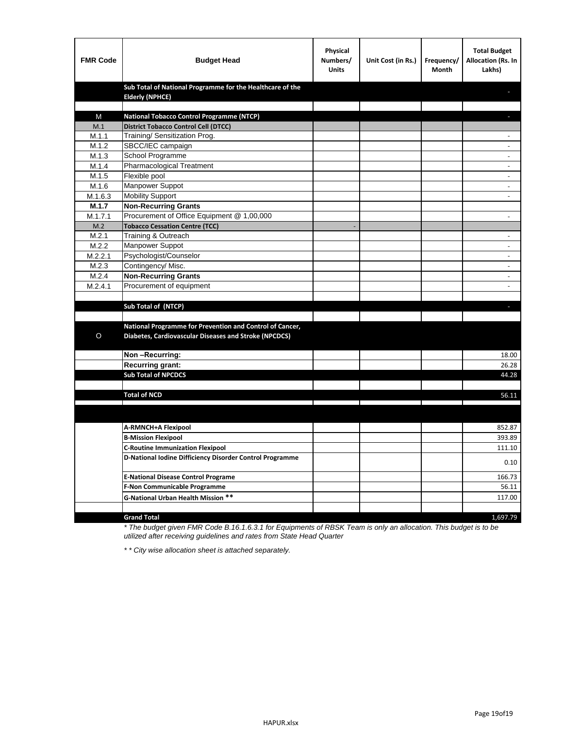| FMR Code | Budget Head | Physical Numbers/ Units | Unit Cost (in Rs.) | Frequency/ Month | Total Budget Allocation (Rs. In Lakhs) |
|---|---|---|---|---|---|
| | **Sub Total of National Programme for the Healthcare of the Elderly (NPHCE)** | | | | - |
| | | | | | |
| M | **National Tobacco Control Programme (NTCP)** | | | | - |
| M.1 | **District Tobacco Control Cell (DTCC)** | | | | |
| M.1.1 | Training/ Sensitization Prog. | | | | - |
| M.1.2 | SBCC/IEC campaign | | | | - |
| M.1.3 | School Programme | | | | - |
| M.1.4 | Pharmacological Treatment | | | | - |
| M.1.5 | Flexible pool | | | | - |
| M.1.6 | Manpower Suppot | | | | - |
| M.1.6.3 | Mobility Support | | | | - |
| **M.1.7** | **Non-Recurring Grants** | | | | |
| M.1.7.1 | Procurement of Office Equipment @ 1,00,000 | | | | - |
| M.2 | **Tobacco Cessation Centre (TCC)** | - | | | |
| M.2.1 | Training & Outreach | | | | - |
| M.2.2 | Manpower Suppot | | | | - |
| M.2.2.1 | Psychologist/Counselor | | | | - |
| M.2.3 | Contingency/ Misc. | | | | - |
| M.2.4 | **Non-Recurring Grants** | | | | - |
| M.2.4.1 | Procurement of equipment | | | | - |
| | | | | | |
| | **Sub Total of (NTCP)** | | | | - |
| | | | | | |
| O | **National Programme for Prevention and Control of Cancer, Diabetes, Cardiovascular Diseases and Stroke (NPCDCS)** | | | | |
| | **Non –Recurring:** | | | | 18.00 |
| | **Recurring grant:** | | | | 26.28 |
| | **Sub Total of NPCDCS** | | | | 44.28 |
| | | | | | |
| | **Total of NCD** | | | | 56.11 |
| | | | | | |
| | **A-RMNCH+A Flexipool** | | | | 852.87 |
| | **B-Mission Flexipool** | | | | 393.89 |
| | **C-Routine Immunization Flexipool** | | | | 111.10 |
| | **D-National Iodine Difficiency Disorder Control Programme** | | | | 0.10 |
| | **E-National Disease Control Programe** | | | | 166.73 |
| | **F-Non Communicable Programme** | | | | 56.11 |
| | **G-National Urban Health Mission \*\*** | | | | 117.00 |
| | | | | | |
| | **Grand Total** | | | | 1,697.79 |

*\* The budget given FMR Code B.16.1.6.3.1 for Equipments of RBSK Team is only an allocation. This budget is to be utilized after receiving guidelines and rates from State Head Quarter*

*\* \* City wise allocation sheet is attached separately.*

HAPUR.xlsx